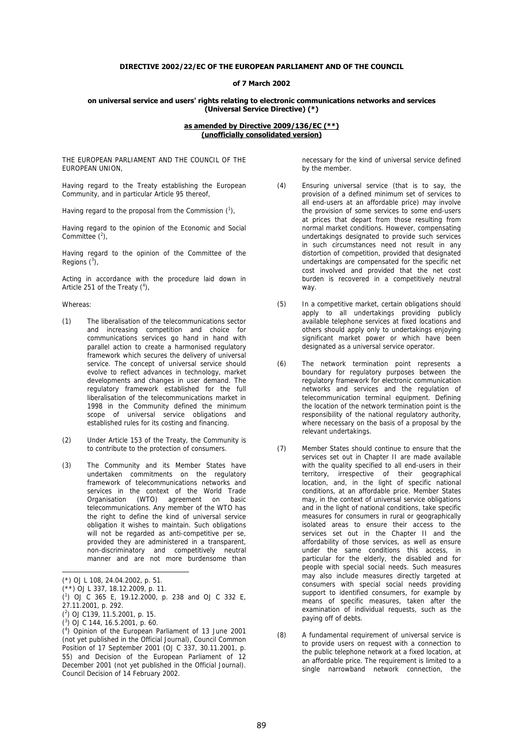**DIRECTIVE 2002/22/EC OF THE EUROPEAN PARLIAMENT AND OF THE COUNCIL**

**of 7 March 2002**

**on universal service and users' rights relating to electronic communications networks and services (Universal Service Directive) (\*)**

**as amended by Directive 2009/136/EC (\*\*) (unofficially consolidated version)**

THE EUROPEAN PARLIAMENT AND THE COUNCIL OF THE EUROPEAN UNION,

Having regard to the Treaty establishing the European Community, and in particular Article 95 thereof,

Having regard to the proposal from the Commission ([1]),

Having regard to the opinion of the Economic and Social Committee ([2]),

Having regard to the opinion of the Committee of the Regions ([3]),

Acting in accordance with the procedure laid down in Article 251 of the Treaty ([4]),

Whereas:

(1) The liberalisation of the telecommunications sector and increasing competition and choice for communications services go hand in hand with parallel action to create a harmonised regulatory framework which secures the delivery of universal service. The concept of universal service should evolve to reflect advances in technology, market developments and changes in user demand. The regulatory framework established for the full liberalisation of the telecommunications market in 1998 in the Community defined the minimum scope of universal service obligations and established rules for its costing and financing.

(2) Under Article 153 of the Treaty, the Community is to contribute to the protection of consumers.

(3) The Community and its Member States have undertaken commitments on the regulatory framework of telecommunications networks and services in the context of the World Trade Organisation (WTO) agreement on basic telecommunications. Any member of the WTO has the right to define the kind of universal service obligation it wishes to maintain. Such obligations will not be regarded as anti-competitive per se, provided they are administered in a transparent, non-discriminatory and competitively neutral manner and are not more burdensome than necessary for the kind of universal service defined by the member.

(4) Ensuring universal service (that is to say, the provision of a defined minimum set of services to all end-users at an affordable price) may involve the provision of some services to some end-users at prices that depart from those resulting from normal market conditions. However, compensating undertakings designated to provide such services in such circumstances need not result in any distortion of competition, provided that designated undertakings are compensated for the specific net cost involved and provided that the net cost burden is recovered in a competitively neutral way.

(5) In a competitive market, certain obligations should apply to all undertakings providing publicly available telephone services at fixed locations and others should apply only to undertakings enjoying significant market power or which have been designated as a universal service operator.

(6) The network termination point represents a boundary for regulatory purposes between the regulatory framework for electronic communication networks and services and the regulation of telecommunication terminal equipment. Defining the location of the network termination point is the responsibility of the national regulatory authority, where necessary on the basis of a proposal by the relevant undertakings.

(7) Member States should continue to ensure that the services set out in Chapter II are made available with the quality specified to all end-users in their territory, irrespective of their geographical location, and, in the light of specific national conditions, at an affordable price. Member States may, in the context of universal service obligations and in the light of national conditions, take specific measures for consumers in rural or geographically isolated areas to ensure their access to the services set out in the Chapter II and the affordability of those services, as well as ensure under the same conditions this access, in particular for the elderly, the disabled and for people with special social needs. Such measures may also include measures directly targeted at consumers with special social needs providing support to identified consumers, for example by means of specific measures, taken after the examination of individual requests, such as the paying off of debts.

(8) A fundamental requirement of universal service is to provide users on request with a connection to the public telephone network at a fixed location, at an affordable price. The requirement is limited to a single narrowband network connection, the

---

(\*) OJ L 108, 24.04.2002, p. 51.

(\*\*) OJ L 337, 18.12.2009, p. 11.

([1]) OJ C 365 E, 19.12.2000, p. 238 and OJ C 332 E, 27.11.2001, p. 292.

([2]) OJ C139, 11.5.2001, p. 15.

([3]) OJ C 144, 16.5.2001, p. 60.

([4]) Opinion of the European Parliament of 13 June 2001 (not yet published in the Official Journal), Council Common Position of 17 September 2001 (OJ C 337, 30.11.2001, p. 55) and Decision of the European Parliament of 12 December 2001 (not yet published in the Official Journal). Council Decision of 14 February 2002.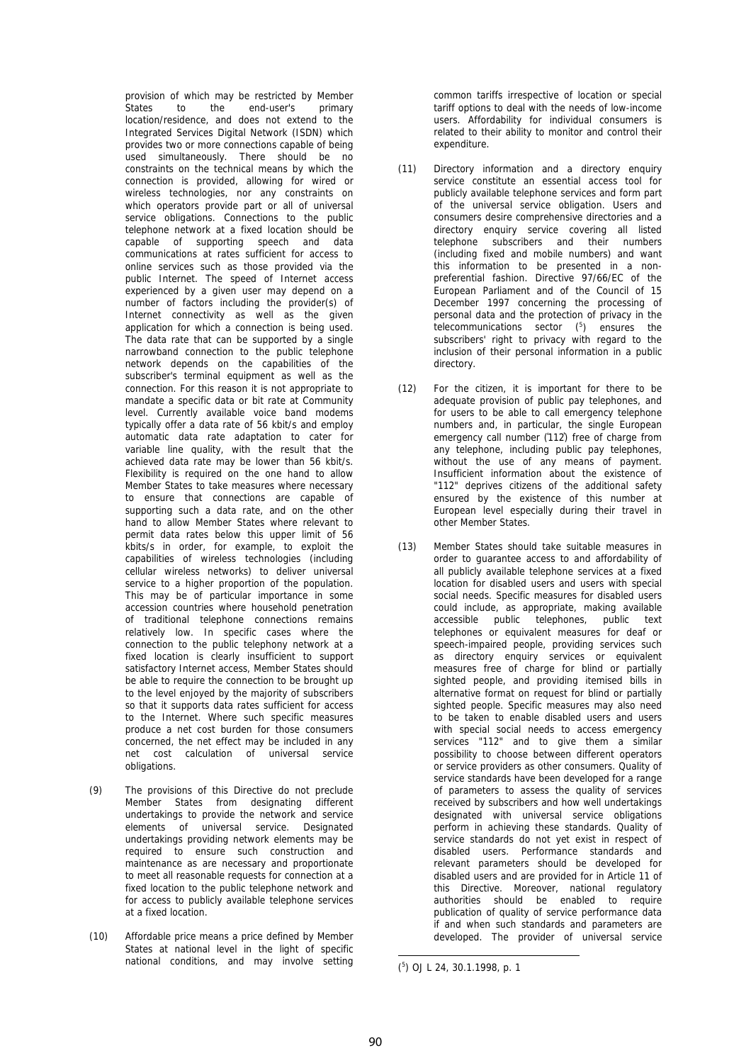provision of which may be restricted by Member States to the end-user's primary location/residence, and does not extend to the Integrated Services Digital Network (ISDN) which provides two or more connections capable of being used simultaneously. There should be no constraints on the technical means by which the connection is provided, allowing for wired or wireless technologies, nor any constraints on which operators provide part or all of universal service obligations. Connections to the public telephone network at a fixed location should be capable of supporting speech and data communications at rates sufficient for access to online services such as those provided via the public Internet. The speed of Internet access experienced by a given user may depend on a number of factors including the provider(s) of Internet connectivity as well as the given application for which a connection is being used. The data rate that can be supported by a single narrowband connection to the public telephone network depends on the capabilities of the subscriber's terminal equipment as well as the connection. For this reason it is not appropriate to mandate a specific data or bit rate at Community level. Currently available voice band modems typically offer a data rate of 56 kbit/s and employ automatic data rate adaptation to cater for variable line quality, with the result that the achieved data rate may be lower than 56 kbit/s. Flexibility is required on the one hand to allow Member States to take measures where necessary to ensure that connections are capable of supporting such a data rate, and on the other hand to allow Member States where relevant to permit data rates below this upper limit of 56 kbits/s in order, for example, to exploit the capabilities of wireless technologies (including cellular wireless networks) to deliver universal service to a higher proportion of the population. This may be of particular importance in some accession countries where household penetration of traditional telephone connections remains relatively low. In specific cases where the connection to the public telephony network at a fixed location is clearly insufficient to support satisfactory Internet access, Member States should be able to require the connection to be brought up to the level enjoyed by the majority of subscribers so that it supports data rates sufficient for access to the Internet. Where such specific measures produce a net cost burden for those consumers concerned, the net effect may be included in any net cost calculation of universal service obligations.

(9) The provisions of this Directive do not preclude Member States from designating different undertakings to provide the network and service elements of universal service. Designated undertakings providing network elements may be required to ensure such construction and maintenance as are necessary and proportionate to meet all reasonable requests for connection at a fixed location to the public telephone network and for access to publicly available telephone services at a fixed location.

(10) Affordable price means a price defined by Member States at national level in the light of specific national conditions, and may involve setting common tariffs irrespective of location or special tariff options to deal with the needs of low-income users. Affordability for individual consumers is related to their ability to monitor and control their expenditure.

(11) Directory information and a directory enquiry service constitute an essential access tool for publicly available telephone services and form part of the universal service obligation. Users and consumers desire comprehensive directories and a directory enquiry service covering all listed telephone subscribers and their numbers (including fixed and mobile numbers) and want this information to be presented in a non-preferential fashion. Directive 97/66/EC of the European Parliament and of the Council of 15 December 1997 concerning the processing of personal data and the protection of privacy in the telecommunications sector [5] ensures the subscribers' right to privacy with regard to the inclusion of their personal information in a public directory.

(12) For the citizen, it is important for there to be adequate provision of public pay telephones, and for users to be able to call emergency telephone numbers and, in particular, the single European emergency call number ('112') free of charge from any telephone, including public pay telephones, without the use of any means of payment. Insufficient information about the existence of "112" deprives citizens of the additional safety ensured by the existence of this number at European level especially during their travel in other Member States.

(13) Member States should take suitable measures in order to guarantee access to and affordability of all publicly available telephone services at a fixed location for disabled users and users with special social needs. Specific measures for disabled users could include, as appropriate, making available accessible public telephones, public text telephones or equivalent measures for deaf or speech-impaired people, providing services such as directory enquiry services or equivalent measures free of charge for blind or partially sighted people, and providing itemised bills in alternative format on request for blind or partially sighted people. Specific measures may also need to be taken to enable disabled users and users with special social needs to access emergency services "112" and to give them a similar possibility to choose between different operators or service providers as other consumers. Quality of service standards have been developed for a range of parameters to assess the quality of services received by subscribers and how well undertakings designated with universal service obligations perform in achieving these standards. Quality of service standards do not yet exist in respect of disabled users. Performance standards and relevant parameters should be developed for disabled users and are provided for in Article 11 of this Directive. Moreover, national regulatory authorities should be enabled to require publication of quality of service performance data if and when such standards and parameters are developed. The provider of universal service

[5] OJ L 24, 30.1.1998, p. 1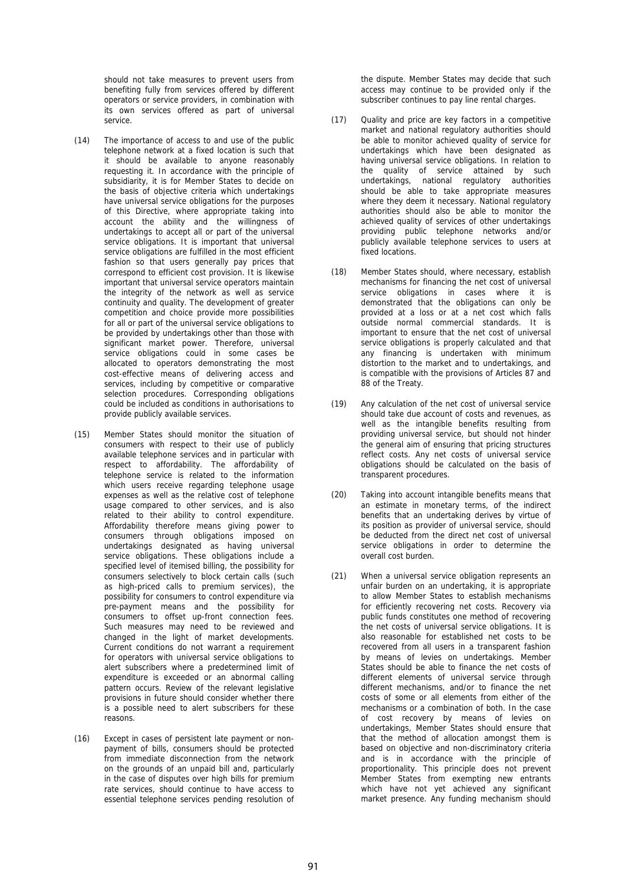should not take measures to prevent users from benefiting fully from services offered by different operators or service providers, in combination with its own services offered as part of universal service.

(14) The importance of access to and use of the public telephone network at a fixed location is such that it should be available to anyone reasonably requesting it. In accordance with the principle of subsidiarity, it is for Member States to decide on the basis of objective criteria which undertakings have universal service obligations for the purposes of this Directive, where appropriate taking into account the ability and the willingness of undertakings to accept all or part of the universal service obligations. It is important that universal service obligations are fulfilled in the most efficient fashion so that users generally pay prices that correspond to efficient cost provision. It is likewise important that universal service operators maintain the integrity of the network as well as service continuity and quality. The development of greater competition and choice provide more possibilities for all or part of the universal service obligations to be provided by undertakings other than those with significant market power. Therefore, universal service obligations could in some cases be allocated to operators demonstrating the most cost-effective means of delivering access and services, including by competitive or comparative selection procedures. Corresponding obligations could be included as conditions in authorisations to provide publicly available services.

(15) Member States should monitor the situation of consumers with respect to their use of publicly available telephone services and in particular with respect to affordability. The affordability of telephone service is related to the information which users receive regarding telephone usage expenses as well as the relative cost of telephone usage compared to other services, and is also related to their ability to control expenditure. Affordability therefore means giving power to consumers through obligations imposed on undertakings designated as having universal service obligations. These obligations include a specified level of itemised billing, the possibility for consumers selectively to block certain calls (such as high-priced calls to premium services), the possibility for consumers to control expenditure via pre-payment means and the possibility for consumers to offset up-front connection fees. Such measures may need to be reviewed and changed in the light of market developments. Current conditions do not warrant a requirement for operators with universal service obligations to alert subscribers where a predetermined limit of expenditure is exceeded or an abnormal calling pattern occurs. Review of the relevant legislative provisions in future should consider whether there is a possible need to alert subscribers for these reasons.

(16) Except in cases of persistent late payment or non-payment of bills, consumers should be protected from immediate disconnection from the network on the grounds of an unpaid bill and, particularly in the case of disputes over high bills for premium rate services, should continue to have access to essential telephone services pending resolution of the dispute. Member States may decide that such access may continue to be provided only if the subscriber continues to pay line rental charges.

(17) Quality and price are key factors in a competitive market and national regulatory authorities should be able to monitor achieved quality of service for undertakings which have been designated as having universal service obligations. In relation to the quality of service attained by such undertakings, national regulatory authorities should be able to take appropriate measures where they deem it necessary. National regulatory authorities should also be able to monitor the achieved quality of services of other undertakings providing public telephone networks and/or publicly available telephone services to users at fixed locations.

(18) Member States should, where necessary, establish mechanisms for financing the net cost of universal service obligations in cases where it is demonstrated that the obligations can only be provided at a loss or at a net cost which falls outside normal commercial standards. It is important to ensure that the net cost of universal service obligations is properly calculated and that any financing is undertaken with minimum distortion to the market and to undertakings, and is compatible with the provisions of Articles 87 and 88 of the Treaty.

(19) Any calculation of the net cost of universal service should take due account of costs and revenues, as well as the intangible benefits resulting from providing universal service, but should not hinder the general aim of ensuring that pricing structures reflect costs. Any net costs of universal service obligations should be calculated on the basis of transparent procedures.

(20) Taking into account intangible benefits means that an estimate in monetary terms, of the indirect benefits that an undertaking derives by virtue of its position as provider of universal service, should be deducted from the direct net cost of universal service obligations in order to determine the overall cost burden.

(21) When a universal service obligation represents an unfair burden on an undertaking, it is appropriate to allow Member States to establish mechanisms for efficiently recovering net costs. Recovery via public funds constitutes one method of recovering the net costs of universal service obligations. It is also reasonable for established net costs to be recovered from all users in a transparent fashion by means of levies on undertakings. Member States should be able to finance the net costs of different elements of universal service through different mechanisms, and/or to finance the net costs of some or all elements from either of the mechanisms or a combination of both. In the case of cost recovery by means of levies on undertakings, Member States should ensure that that the method of allocation amongst them is based on objective and non-discriminatory criteria and is in accordance with the principle of proportionality. This principle does not prevent Member States from exempting new entrants which have not yet achieved any significant market presence. Any funding mechanism should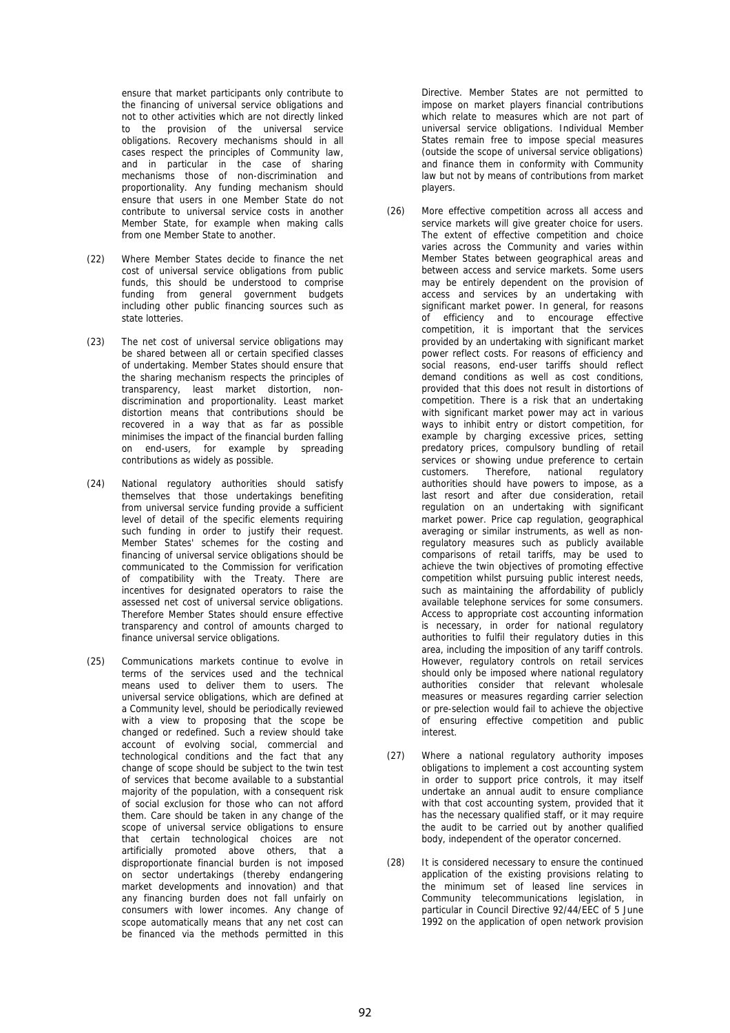ensure that market participants only contribute to the financing of universal service obligations and not to other activities which are not directly linked to the provision of the universal service obligations. Recovery mechanisms should in all cases respect the principles of Community law, and in particular in the case of sharing mechanisms those of non-discrimination and proportionality. Any funding mechanism should ensure that users in one Member State do not contribute to universal service costs in another Member State, for example when making calls from one Member State to another.

(22) Where Member States decide to finance the net cost of universal service obligations from public funds, this should be understood to comprise funding from general government budgets including other public financing sources such as state lotteries.

(23) The net cost of universal service obligations may be shared between all or certain specified classes of undertaking. Member States should ensure that the sharing mechanism respects the principles of transparency, least market distortion, non-discrimination and proportionality. Least market distortion means that contributions should be recovered in a way that as far as possible minimises the impact of the financial burden falling on end-users, for example by spreading contributions as widely as possible.

(24) National regulatory authorities should satisfy themselves that those undertakings benefiting from universal service funding provide a sufficient level of detail of the specific elements requiring such funding in order to justify their request. Member States' schemes for the costing and financing of universal service obligations should be communicated to the Commission for verification of compatibility with the Treaty. There are incentives for designated operators to raise the assessed net cost of universal service obligations. Therefore Member States should ensure effective transparency and control of amounts charged to finance universal service obligations.

(25) Communications markets continue to evolve in terms of the services used and the technical means used to deliver them to users. The universal service obligations, which are defined at a Community level, should be periodically reviewed with a view to proposing that the scope be changed or redefined. Such a review should take account of evolving social, commercial and technological conditions and the fact that any change of scope should be subject to the twin test of services that become available to a substantial majority of the population, with a consequent risk of social exclusion for those who can not afford them. Care should be taken in any change of the scope of universal service obligations to ensure that certain technological choices are not artificially promoted above others, that a disproportionate financial burden is not imposed on sector undertakings (thereby endangering market developments and innovation) and that any financing burden does not fall unfairly on consumers with lower incomes. Any change of scope automatically means that any net cost can be financed via the methods permitted in this Directive. Member States are not permitted to impose on market players financial contributions which relate to measures which are not part of universal service obligations. Individual Member States remain free to impose special measures (outside the scope of universal service obligations) and finance them in conformity with Community law but not by means of contributions from market players.

(26) More effective competition across all access and service markets will give greater choice for users. The extent of effective competition and choice varies across the Community and varies within Member States between geographical areas and between access and service markets. Some users may be entirely dependent on the provision of access and services by an undertaking with significant market power. In general, for reasons of efficiency and to encourage effective competition, it is important that the services provided by an undertaking with significant market power reflect costs. For reasons of efficiency and social reasons, end-user tariffs should reflect demand conditions as well as cost conditions, provided that this does not result in distortions of competition. There is a risk that an undertaking with significant market power may act in various ways to inhibit entry or distort competition, for example by charging excessive prices, setting predatory prices, compulsory bundling of retail services or showing undue preference to certain customers. Therefore, national regulatory authorities should have powers to impose, as a last resort and after due consideration, retail regulation on an undertaking with significant market power. Price cap regulation, geographical averaging or similar instruments, as well as non-regulatory measures such as publicly available comparisons of retail tariffs, may be used to achieve the twin objectives of promoting effective competition whilst pursuing public interest needs, such as maintaining the affordability of publicly available telephone services for some consumers. Access to appropriate cost accounting information is necessary, in order for national regulatory authorities to fulfil their regulatory duties in this area, including the imposition of any tariff controls. However, regulatory controls on retail services should only be imposed where national regulatory authorities consider that relevant wholesale measures or measures regarding carrier selection or pre-selection would fail to achieve the objective of ensuring effective competition and public interest.

(27) Where a national regulatory authority imposes obligations to implement a cost accounting system in order to support price controls, it may itself undertake an annual audit to ensure compliance with that cost accounting system, provided that it has the necessary qualified staff, or it may require the audit to be carried out by another qualified body, independent of the operator concerned.

(28) It is considered necessary to ensure the continued application of the existing provisions relating to the minimum set of leased line services in Community telecommunications legislation, in particular in Council Directive 92/44/EEC of 5 June 1992 on the application of open network provision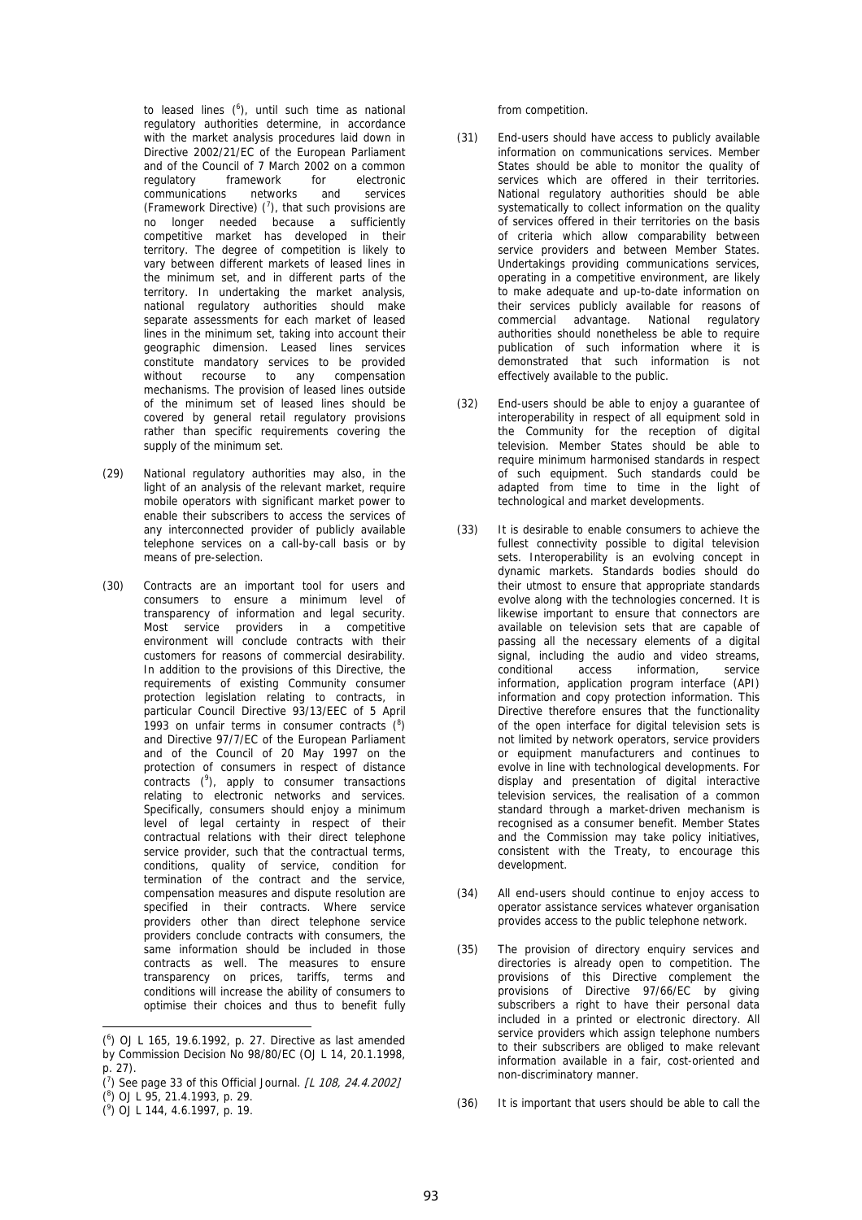to leased lines ([6]), until such time as national regulatory authorities determine, in accordance with the market analysis procedures laid down in Directive 2002/21/EC of the European Parliament and of the Council of 7 March 2002 on a common regulatory framework for electronic communications networks and services (Framework Directive) ([7]), that such provisions are no longer needed because a sufficiently competitive market has developed in their territory. The degree of competition is likely to vary between different markets of leased lines in the minimum set, and in different parts of the territory. In undertaking the market analysis, national regulatory authorities should make separate assessments for each market of leased lines in the minimum set, taking into account their geographic dimension. Leased lines services constitute mandatory services to be provided without recourse to any compensation mechanisms. The provision of leased lines outside of the minimum set of leased lines should be covered by general retail regulatory provisions rather than specific requirements covering the supply of the minimum set.

(29) National regulatory authorities may also, in the light of an analysis of the relevant market, require mobile operators with significant market power to enable their subscribers to access the services of any interconnected provider of publicly available telephone services on a call-by-call basis or by means of pre-selection.

(30) Contracts are an important tool for users and consumers to ensure a minimum level of transparency of information and legal security. Most service providers in a competitive environment will conclude contracts with their customers for reasons of commercial desirability. In addition to the provisions of this Directive, the requirements of existing Community consumer protection legislation relating to contracts, in particular Council Directive 93/13/EEC of 5 April 1993 on unfair terms in consumer contracts ([8]) and Directive 97/7/EC of the European Parliament and of the Council of 20 May 1997 on the protection of consumers in respect of distance contracts ([9]), apply to consumer transactions relating to electronic networks and services. Specifically, consumers should enjoy a minimum level of legal certainty in respect of their contractual relations with their direct telephone service provider, such that the contractual terms, conditions, quality of service, condition for termination of the contract and the service, compensation measures and dispute resolution are specified in their contracts. Where service providers other than direct telephone service providers conclude contracts with consumers, the same information should be included in those contracts as well. The measures to ensure transparency on prices, tariffs, terms and conditions will increase the ability of consumers to optimise their choices and thus to benefit fully from competition.

(31) End-users should have access to publicly available information on communications services. Member States should be able to monitor the quality of services which are offered in their territories. National regulatory authorities should be able systematically to collect information on the quality of services offered in their territories on the basis of criteria which allow comparability between service providers and between Member States. Undertakings providing communications services, operating in a competitive environment, are likely to make adequate and up-to-date information on their services publicly available for reasons of commercial advantage. National regulatory authorities should nonetheless be able to require publication of such information where it is demonstrated that such information is not effectively available to the public.

(32) End-users should be able to enjoy a guarantee of interoperability in respect of all equipment sold in the Community for the reception of digital television. Member States should be able to require minimum harmonised standards in respect of such equipment. Such standards could be adapted from time to time in the light of technological and market developments.

(33) It is desirable to enable consumers to achieve the fullest connectivity possible to digital television sets. Interoperability is an evolving concept in dynamic markets. Standards bodies should do their utmost to ensure that appropriate standards evolve along with the technologies concerned. It is likewise important to ensure that connectors are available on television sets that are capable of passing all the necessary elements of a digital signal, including the audio and video streams, conditional access information, service information, application program interface (API) information and copy protection information. This Directive therefore ensures that the functionality of the open interface for digital television sets is not limited by network operators, service providers or equipment manufacturers and continues to evolve in line with technological developments. For display and presentation of digital interactive television services, the realisation of a common standard through a market-driven mechanism is recognised as a consumer benefit. Member States and the Commission may take policy initiatives, consistent with the Treaty, to encourage this development.

(34) All end-users should continue to enjoy access to operator assistance services whatever organisation provides access to the public telephone network.

(35) The provision of directory enquiry services and directories is already open to competition. The provisions of this Directive complement the provisions of Directive 97/66/EC by giving subscribers a right to have their personal data included in a printed or electronic directory. All service providers which assign telephone numbers to their subscribers are obliged to make relevant information available in a fair, cost-oriented and non-discriminatory manner.

(36) It is important that users should be able to call the

---

([6]) OJ L 165, 19.6.1992, p. 27. Directive as last amended by Commission Decision No 98/80/EC (OJ L 14, 20.1.1998, p. 27).

([7]) See page 33 of this Official Journal. *[L 108, 24.4.2002]*

([8]) OJ L 95, 21.4.1993, p. 29.

([9]) OJ L 144, 4.6.1997, p. 19.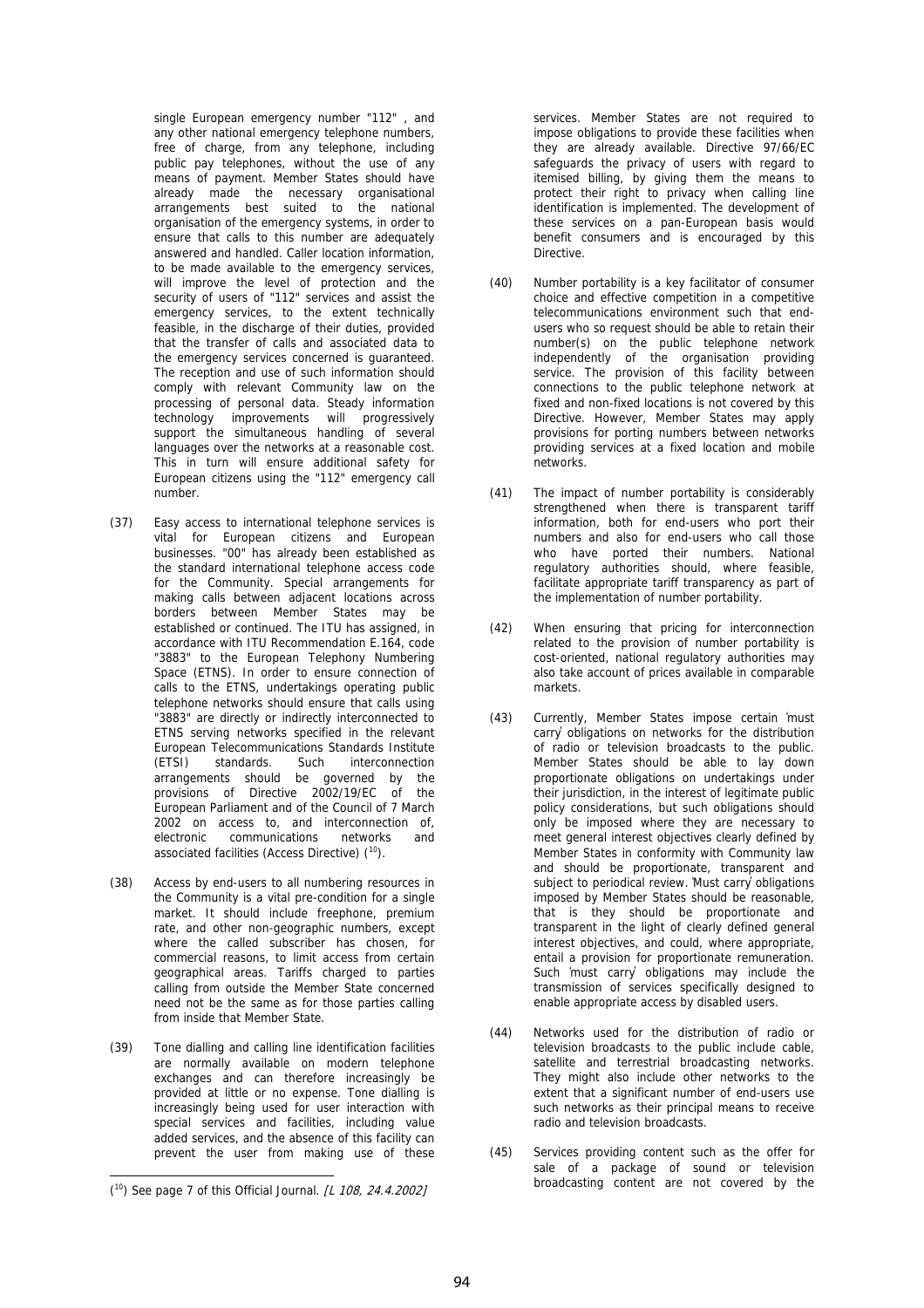single European emergency number "112" , and any other national emergency telephone numbers, free of charge, from any telephone, including public pay telephones, without the use of any means of payment. Member States should have already made the necessary organisational arrangements best suited to the national organisation of the emergency systems, in order to ensure that calls to this number are adequately answered and handled. Caller location information, to be made available to the emergency services, will improve the level of protection and the security of users of "112" services and assist the emergency services, to the extent technically feasible, in the discharge of their duties, provided that the transfer of calls and associated data to the emergency services concerned is guaranteed. The reception and use of such information should comply with relevant Community law on the processing of personal data. Steady information technology improvements will progressively support the simultaneous handling of several languages over the networks at a reasonable cost. This in turn will ensure additional safety for European citizens using the "112" emergency call number.

(37) Easy access to international telephone services is vital for European citizens and European businesses. "00" has already been established as the standard international telephone access code for the Community. Special arrangements for making calls between adjacent locations across borders between Member States may be established or continued. The ITU has assigned, in accordance with ITU Recommendation E.164, code "3883" to the European Telephony Numbering Space (ETNS). In order to ensure connection of calls to the ETNS, undertakings operating public telephone networks should ensure that calls using "3883" are directly or indirectly interconnected to ETNS serving networks specified in the relevant European Telecommunications Standards Institute (ETSI) standards. Such interconnection arrangements should be governed by the provisions of Directive 2002/19/EC of the European Parliament and of the Council of 7 March 2002 on access to, and interconnection of, electronic communications networks and associated facilities (Access Directive) ([10]).

(38) Access by end-users to all numbering resources in the Community is a vital pre-condition for a single market. It should include freephone, premium rate, and other non-geographic numbers, except where the called subscriber has chosen, for commercial reasons, to limit access from certain geographical areas. Tariffs charged to parties calling from outside the Member State concerned need not be the same as for those parties calling from inside that Member State.

(39) Tone dialling and calling line identification facilities are normally available on modern telephone exchanges and can therefore increasingly be provided at little or no expense. Tone dialling is increasingly being used for user interaction with special services and facilities, including value added services, and the absence of this facility can prevent the user from making use of these services. Member States are not required to impose obligations to provide these facilities when they are already available. Directive 97/66/EC safeguards the privacy of users with regard to itemised billing, by giving them the means to protect their right to privacy when calling line identification is implemented. The development of these services on a pan-European basis would benefit consumers and is encouraged by this Directive.

(40) Number portability is a key facilitator of consumer choice and effective competition in a competitive telecommunications environment such that end-users who so request should be able to retain their number(s) on the public telephone network independently of the organisation providing service. The provision of this facility between connections to the public telephone network at fixed and non-fixed locations is not covered by this Directive. However, Member States may apply provisions for porting numbers between networks providing services at a fixed location and mobile networks.

(41) The impact of number portability is considerably strengthened when there is transparent tariff information, both for end-users who port their numbers and also for end-users who call those who have ported their numbers. National regulatory authorities should, where feasible, facilitate appropriate tariff transparency as part of the implementation of number portability.

(42) When ensuring that pricing for interconnection related to the provision of number portability is cost-oriented, national regulatory authorities may also take account of prices available in comparable markets.

(43) Currently, Member States impose certain 'must carry' obligations on networks for the distribution of radio or television broadcasts to the public. Member States should be able to lay down proportionate obligations on undertakings under their jurisdiction, in the interest of legitimate public policy considerations, but such obligations should only be imposed where they are necessary to meet general interest objectives clearly defined by Member States in conformity with Community law and should be proportionate, transparent and subject to periodical review. 'Must carry' obligations imposed by Member States should be reasonable, that is they should be proportionate and transparent in the light of clearly defined general interest objectives, and could, where appropriate, entail a provision for proportionate remuneration. Such 'must carry' obligations may include the transmission of services specifically designed to enable appropriate access by disabled users.

(44) Networks used for the distribution of radio or television broadcasts to the public include cable, satellite and terrestrial broadcasting networks. They might also include other networks to the extent that a significant number of end-users use such networks as their principal means to receive radio and television broadcasts.

(45) Services providing content such as the offer for sale of a package of sound or television broadcasting content are not covered by the

([10]) See page 7 of this Official Journal. *[L 108, 24.4.2002]*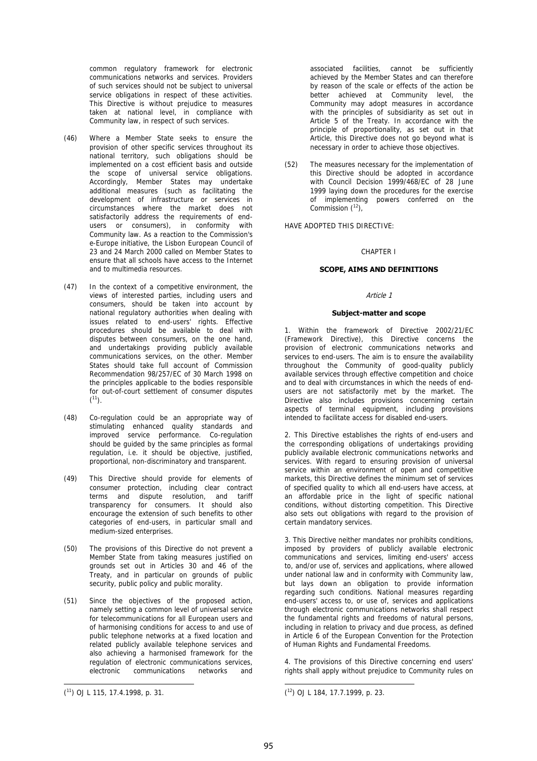common regulatory framework for electronic communications networks and services. Providers of such services should not be subject to universal service obligations in respect of these activities. This Directive is without prejudice to measures taken at national level, in compliance with Community law, in respect of such services.

(46) Where a Member State seeks to ensure the provision of other specific services throughout its national territory, such obligations should be implemented on a cost efficient basis and outside the scope of universal service obligations. Accordingly, Member States may undertake additional measures (such as facilitating the development of infrastructure or services in circumstances where the market does not satisfactorily address the requirements of end-users or consumers), in conformity with Community law. As a reaction to the Commission's e-Europe initiative, the Lisbon European Council of 23 and 24 March 2000 called on Member States to ensure that all schools have access to the Internet and to multimedia resources.

(47) In the context of a competitive environment, the views of interested parties, including users and consumers, should be taken into account by national regulatory authorities when dealing with issues related to end-users' rights. Effective procedures should be available to deal with disputes between consumers, on the one hand, and undertakings providing publicly available communications services, on the other. Member States should take full account of Commission Recommendation 98/257/EC of 30 March 1998 on the principles applicable to the bodies responsible for out-of-court settlement of consumer disputes [11].

(48) Co-regulation could be an appropriate way of stimulating enhanced quality standards and improved service performance. Co-regulation should be guided by the same principles as formal regulation, i.e. it should be objective, justified, proportional, non-discriminatory and transparent.

(49) This Directive should provide for elements of consumer protection, including clear contract terms and dispute resolution, and tariff transparency for consumers. It should also encourage the extension of such benefits to other categories of end-users, in particular small and medium-sized enterprises.

(50) The provisions of this Directive do not prevent a Member State from taking measures justified on grounds set out in Articles 30 and 46 of the Treaty, and in particular on grounds of public security, public policy and public morality.

(51) Since the objectives of the proposed action, namely setting a common level of universal service for telecommunications for all European users and of harmonising conditions for access to and use of public telephone networks at a fixed location and related publicly available telephone services and also achieving a harmonised framework for the regulation of electronic communications services, electronic communications networks and associated facilities, cannot be sufficiently achieved by the Member States and can therefore by reason of the scale or effects of the action be better achieved at Community level, the Community may adopt measures in accordance with the principles of subsidiarity as set out in Article 5 of the Treaty. In accordance with the principle of proportionality, as set out in that Article, this Directive does not go beyond what is necessary in order to achieve those objectives.

(52) The measures necessary for the implementation of this Directive should be adopted in accordance with Council Decision 1999/468/EC of 28 June 1999 laying down the procedures for the exercise of implementing powers conferred on the Commission [12],

HAVE ADOPTED THIS DIRECTIVE:

## CHAPTER I

## SCOPE, AIMS AND DEFINITIONS

*Article 1*

### Subject-matter and scope

1. Within the framework of Directive 2002/21/EC (Framework Directive), this Directive concerns the provision of electronic communications networks and services to end-users. The aim is to ensure the availability throughout the Community of good-quality publicly available services through effective competition and choice and to deal with circumstances in which the needs of end-users are not satisfactorily met by the market. The Directive also includes provisions concerning certain aspects of terminal equipment, including provisions intended to facilitate access for disabled end-users.

2. This Directive establishes the rights of end-users and the corresponding obligations of undertakings providing publicly available electronic communications networks and services. With regard to ensuring provision of universal service within an environment of open and competitive markets, this Directive defines the minimum set of services of specified quality to which all end-users have access, at an affordable price in the light of specific national conditions, without distorting competition. This Directive also sets out obligations with regard to the provision of certain mandatory services.

3. This Directive neither mandates nor prohibits conditions, imposed by providers of publicly available electronic communications and services, limiting end-users' access to, and/or use of, services and applications, where allowed under national law and in conformity with Community law, but lays down an obligation to provide information regarding such conditions. National measures regarding end-users' access to, or use of, services and applications through electronic communications networks shall respect the fundamental rights and freedoms of natural persons, including in relation to privacy and due process, as defined in Article 6 of the European Convention for the Protection of Human Rights and Fundamental Freedoms.

4. The provisions of this Directive concerning end users' rights shall apply without prejudice to Community rules on

[11] OJ L 115, 17.4.1998, p. 31.

[12] OJ L 184, 17.7.1999, p. 23.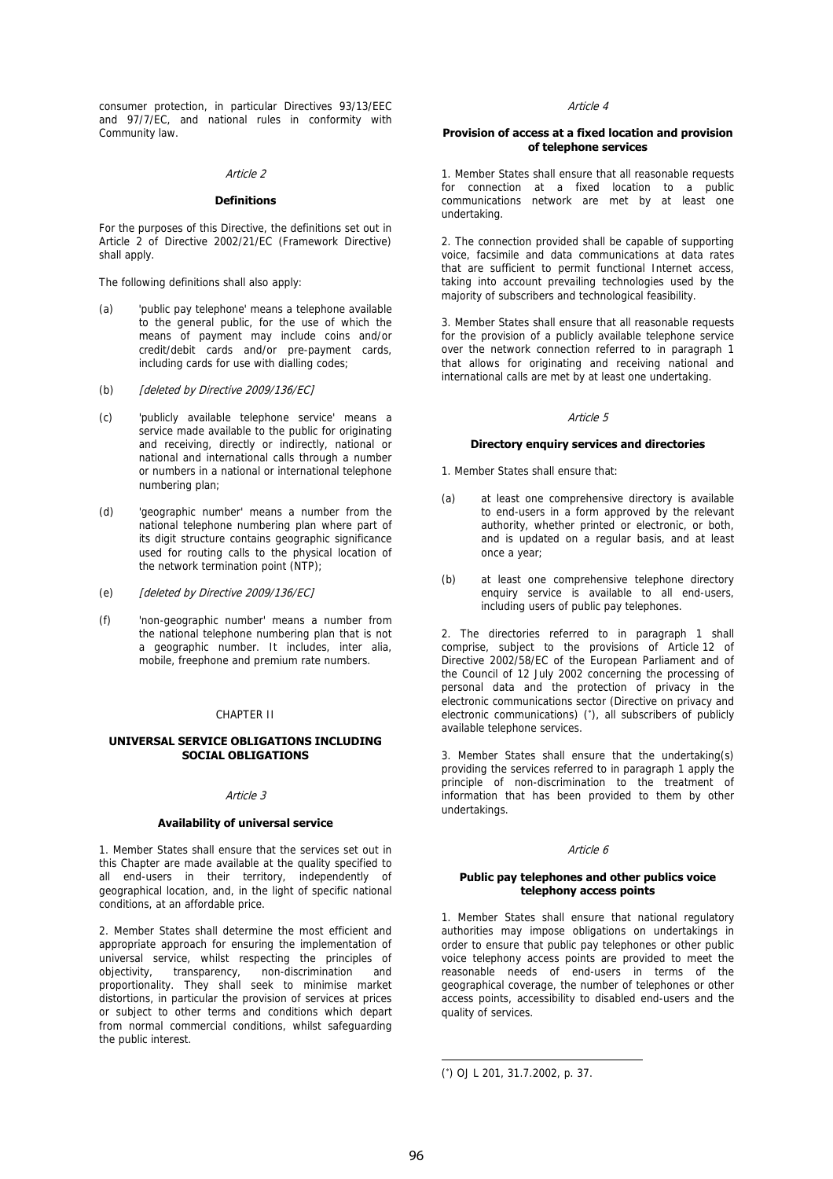consumer protection, in particular Directives 93/13/EEC and 97/7/EC, and national rules in conformity with Community law.

*Article 2*

**Definitions**

For the purposes of this Directive, the definitions set out in Article 2 of Directive 2002/21/EC (Framework Directive) shall apply.

The following definitions shall also apply:

(a) 'public pay telephone' means a telephone available to the general public, for the use of which the means of payment may include coins and/or credit/debit cards and/or pre-payment cards, including cards for use with dialling codes;

(b) *[deleted by Directive 2009/136/EC]*

(c) 'publicly available telephone service' means a service made available to the public for originating and receiving, directly or indirectly, national or national and international calls through a number or numbers in a national or international telephone numbering plan;

(d) 'geographic number' means a number from the national telephone numbering plan where part of its digit structure contains geographic significance used for routing calls to the physical location of the network termination point (NTP);

(e) *[deleted by Directive 2009/136/EC]*

(f) 'non-geographic number' means a number from the national telephone numbering plan that is not a geographic number. It includes, inter alia, mobile, freephone and premium rate numbers.

CHAPTER II

**UNIVERSAL SERVICE OBLIGATIONS INCLUDING SOCIAL OBLIGATIONS**

*Article 3*

**Availability of universal service**

1. Member States shall ensure that the services set out in this Chapter are made available at the quality specified to all end-users in their territory, independently of geographical location, and, in the light of specific national conditions, at an affordable price.

2. Member States shall determine the most efficient and appropriate approach for ensuring the implementation of universal service, whilst respecting the principles of objectivity, transparency, non-discrimination and proportionality. They shall seek to minimise market distortions, in particular the provision of services at prices or subject to other terms and conditions which depart from normal commercial conditions, whilst safeguarding the public interest.

*Article 4*

**Provision of access at a fixed location and provision of telephone services**

1. Member States shall ensure that all reasonable requests for connection at a fixed location to a public communications network are met by at least one undertaking.

2. The connection provided shall be capable of supporting voice, facsimile and data communications at data rates that are sufficient to permit functional Internet access, taking into account prevailing technologies used by the majority of subscribers and technological feasibility.

3. Member States shall ensure that all reasonable requests for the provision of a publicly available telephone service over the network connection referred to in paragraph 1 that allows for originating and receiving national and international calls are met by at least one undertaking.

*Article 5*

**Directory enquiry services and directories**

1. Member States shall ensure that:

(a) at least one comprehensive directory is available to end-users in a form approved by the relevant authority, whether printed or electronic, or both, and is updated on a regular basis, and at least once a year;

(b) at least one comprehensive telephone directory enquiry service is available to all end-users, including users of public pay telephones.

2. The directories referred to in paragraph 1 shall comprise, subject to the provisions of Article 12 of Directive 2002/58/EC of the European Parliament and of the Council of 12 July 2002 concerning the processing of personal data and the protection of privacy in the electronic communications sector (Directive on privacy and electronic communications) (*), all subscribers of publicly available telephone services.

3. Member States shall ensure that the undertaking(s) providing the services referred to in paragraph 1 apply the principle of non-discrimination to the treatment of information that has been provided to them by other undertakings.

*Article 6*

**Public pay telephones and other publics voice telephony access points**

1. Member States shall ensure that national regulatory authorities may impose obligations on undertakings in order to ensure that public pay telephones or other public voice telephony access points are provided to meet the reasonable needs of end-users in terms of the geographical coverage, the number of telephones or other access points, accessibility to disabled end-users and the quality of services.

(*) OJ L 201, 31.7.2002, p. 37.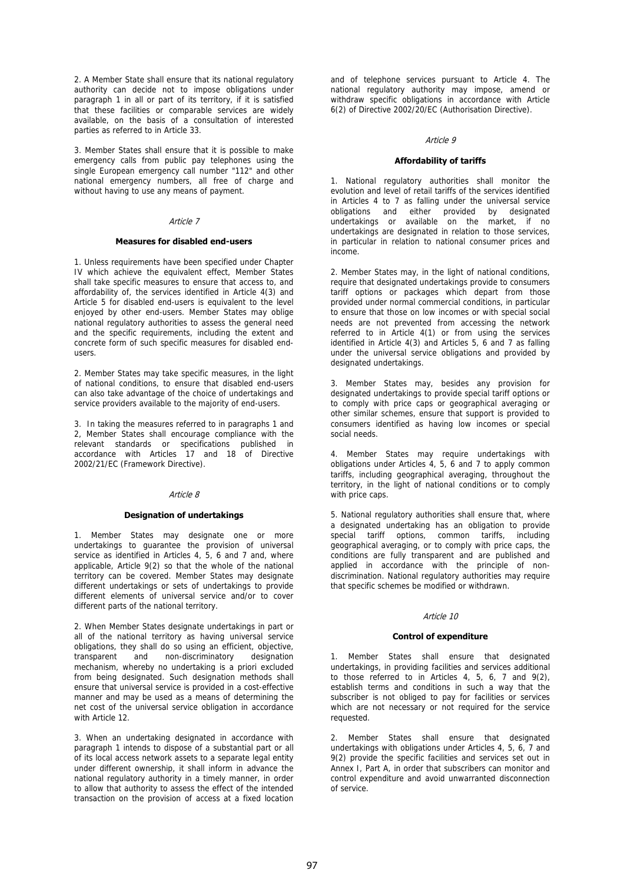2. A Member State shall ensure that its national regulatory authority can decide not to impose obligations under paragraph 1 in all or part of its territory, if it is satisfied that these facilities or comparable services are widely available, on the basis of a consultation of interested parties as referred to in Article 33.

3. Member States shall ensure that it is possible to make emergency calls from public pay telephones using the single European emergency call number "112" and other national emergency numbers, all free of charge and without having to use any means of payment.

*Article 7*

**Measures for disabled end-users**

1. Unless requirements have been specified under Chapter IV which achieve the equivalent effect, Member States shall take specific measures to ensure that access to, and affordability of, the services identified in Article 4(3) and Article 5 for disabled end-users is equivalent to the level enjoyed by other end-users. Member States may oblige national regulatory authorities to assess the general need and the specific requirements, including the extent and concrete form of such specific measures for disabled end-users.

2. Member States may take specific measures, in the light of national conditions, to ensure that disabled end-users can also take advantage of the choice of undertakings and service providers available to the majority of end-users.

3. In taking the measures referred to in paragraphs 1 and 2, Member States shall encourage compliance with the relevant standards or specifications published in accordance with Articles 17 and 18 of Directive 2002/21/EC (Framework Directive).

*Article 8*

**Designation of undertakings**

1. Member States may designate one or more undertakings to guarantee the provision of universal service as identified in Articles 4, 5, 6 and 7 and, where applicable, Article 9(2) so that the whole of the national territory can be covered. Member States may designate different undertakings or sets of undertakings to provide different elements of universal service and/or to cover different parts of the national territory.

2. When Member States designate undertakings in part or all of the national territory as having universal service obligations, they shall do so using an efficient, objective, transparent and non-discriminatory designation mechanism, whereby no undertaking is a priori excluded from being designated. Such designation methods shall ensure that universal service is provided in a cost-effective manner and may be used as a means of determining the net cost of the universal service obligation in accordance with Article 12.

3. When an undertaking designated in accordance with paragraph 1 intends to dispose of a substantial part or all of its local access network assets to a separate legal entity under different ownership, it shall inform in advance the national regulatory authority in a timely manner, in order to allow that authority to assess the effect of the intended transaction on the provision of access at a fixed location and of telephone services pursuant to Article 4. The national regulatory authority may impose, amend or withdraw specific obligations in accordance with Article 6(2) of Directive 2002/20/EC (Authorisation Directive).

*Article 9*

**Affordability of tariffs**

1. National regulatory authorities shall monitor the evolution and level of retail tariffs of the services identified in Articles 4 to 7 as falling under the universal service obligations and either provided by designated undertakings or available on the market, if no undertakings are designated in relation to those services, in particular in relation to national consumer prices and income.

2. Member States may, in the light of national conditions, require that designated undertakings provide to consumers tariff options or packages which depart from those provided under normal commercial conditions, in particular to ensure that those on low incomes or with special social needs are not prevented from accessing the network referred to in Article 4(1) or from using the services identified in Article 4(3) and Articles 5, 6 and 7 as falling under the universal service obligations and provided by designated undertakings.

3. Member States may, besides any provision for designated undertakings to provide special tariff options or to comply with price caps or geographical averaging or other similar schemes, ensure that support is provided to consumers identified as having low incomes or special social needs.

4. Member States may require undertakings with obligations under Articles 4, 5, 6 and 7 to apply common tariffs, including geographical averaging, throughout the territory, in the light of national conditions or to comply with price caps.

5. National regulatory authorities shall ensure that, where a designated undertaking has an obligation to provide special tariff options, common tariffs, including geographical averaging, or to comply with price caps, the conditions are fully transparent and are published and applied in accordance with the principle of non-discrimination. National regulatory authorities may require that specific schemes be modified or withdrawn.

*Article 10*

**Control of expenditure**

1. Member States shall ensure that designated undertakings, in providing facilities and services additional to those referred to in Articles 4, 5, 6, 7 and 9(2), establish terms and conditions in such a way that the subscriber is not obliged to pay for facilities or services which are not necessary or not required for the service requested.

2. Member States shall ensure that designated undertakings with obligations under Articles 4, 5, 6, 7 and 9(2) provide the specific facilities and services set out in Annex I, Part A, in order that subscribers can monitor and control expenditure and avoid unwarranted disconnection of service.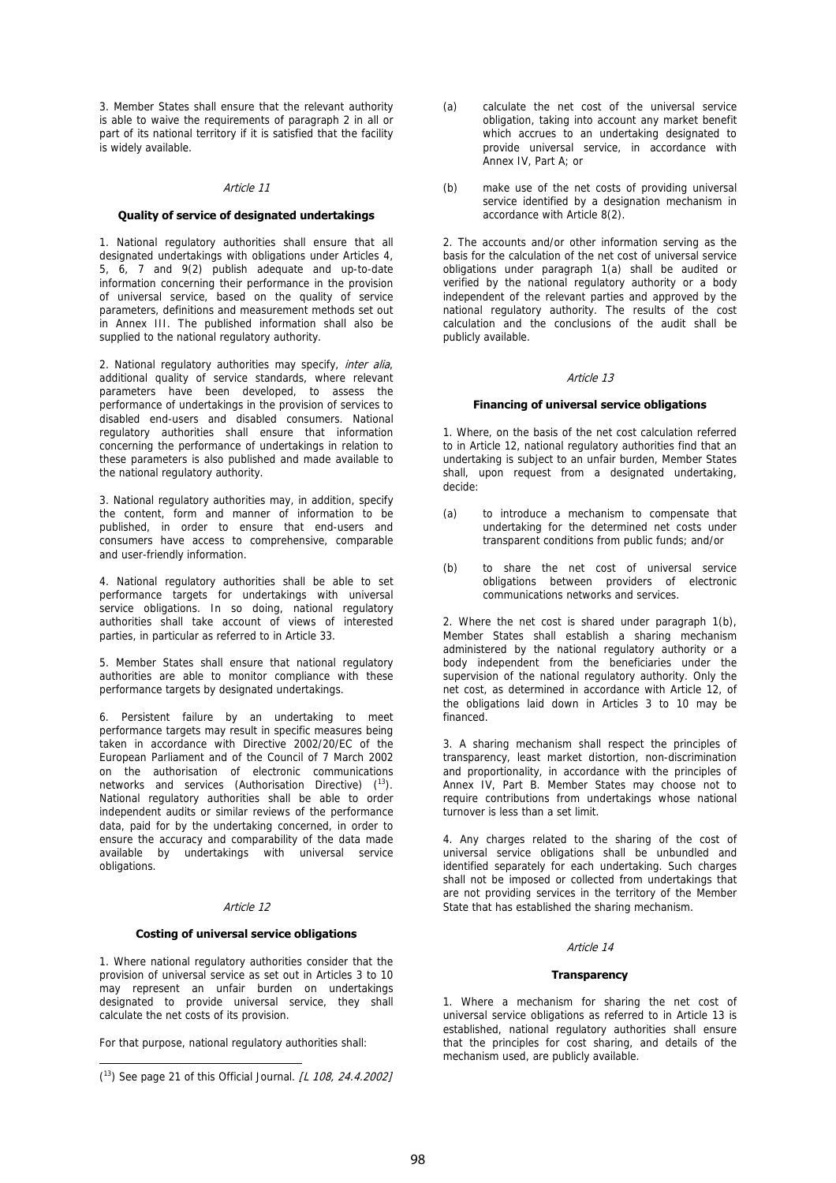3. Member States shall ensure that the relevant authority is able to waive the requirements of paragraph 2 in all or part of its national territory if it is satisfied that the facility is widely available.

*Article 11*

**Quality of service of designated undertakings**

1. National regulatory authorities shall ensure that all designated undertakings with obligations under Articles 4, 5, 6, 7 and 9(2) publish adequate and up-to-date information concerning their performance in the provision of universal service, based on the quality of service parameters, definitions and measurement methods set out in Annex III. The published information shall also be supplied to the national regulatory authority.

2. National regulatory authorities may specify, *inter alia*, additional quality of service standards, where relevant parameters have been developed, to assess the performance of undertakings in the provision of services to disabled end-users and disabled consumers. National regulatory authorities shall ensure that information concerning the performance of undertakings in relation to these parameters is also published and made available to the national regulatory authority.

3. National regulatory authorities may, in addition, specify the content, form and manner of information to be published, in order to ensure that end-users and consumers have access to comprehensive, comparable and user-friendly information.

4. National regulatory authorities shall be able to set performance targets for undertakings with universal service obligations. In so doing, national regulatory authorities shall take account of views of interested parties, in particular as referred to in Article 33.

5. Member States shall ensure that national regulatory authorities are able to monitor compliance with these performance targets by designated undertakings.

6. Persistent failure by an undertaking to meet performance targets may result in specific measures being taken in accordance with Directive 2002/20/EC of the European Parliament and of the Council of 7 March 2002 on the authorisation of electronic communications networks and services (Authorisation Directive) [13]. National regulatory authorities shall be able to order independent audits or similar reviews of the performance data, paid for by the undertaking concerned, in order to ensure the accuracy and comparability of the data made available by undertakings with universal service obligations.

*Article 12*

**Costing of universal service obligations**

1. Where national regulatory authorities consider that the provision of universal service as set out in Articles 3 to 10 may represent an unfair burden on undertakings designated to provide universal service, they shall calculate the net costs of its provision.

For that purpose, national regulatory authorities shall:

(a) calculate the net cost of the universal service obligation, taking into account any market benefit which accrues to an undertaking designated to provide universal service, in accordance with Annex IV, Part A; or

(b) make use of the net costs of providing universal service identified by a designation mechanism in accordance with Article 8(2).

2. The accounts and/or other information serving as the basis for the calculation of the net cost of universal service obligations under paragraph 1(a) shall be audited or verified by the national regulatory authority or a body independent of the relevant parties and approved by the national regulatory authority. The results of the cost calculation and the conclusions of the audit shall be publicly available.

*Article 13*

**Financing of universal service obligations**

1. Where, on the basis of the net cost calculation referred to in Article 12, national regulatory authorities find that an undertaking is subject to an unfair burden, Member States shall, upon request from a designated undertaking, decide:

(a) to introduce a mechanism to compensate that undertaking for the determined net costs under transparent conditions from public funds; and/or

(b) to share the net cost of universal service obligations between providers of electronic communications networks and services.

2. Where the net cost is shared under paragraph 1(b), Member States shall establish a sharing mechanism administered by the national regulatory authority or a body independent from the beneficiaries under the supervision of the national regulatory authority. Only the net cost, as determined in accordance with Article 12, of the obligations laid down in Articles 3 to 10 may be financed.

3. A sharing mechanism shall respect the principles of transparency, least market distortion, non-discrimination and proportionality, in accordance with the principles of Annex IV, Part B. Member States may choose not to require contributions from undertakings whose national turnover is less than a set limit.

4. Any charges related to the sharing of the cost of universal service obligations shall be unbundled and identified separately for each undertaking. Such charges shall not be imposed or collected from undertakings that are not providing services in the territory of the Member State that has established the sharing mechanism.

*Article 14*

**Transparency**

1. Where a mechanism for sharing the net cost of universal service obligations as referred to in Article 13 is established, national regulatory authorities shall ensure that the principles for cost sharing, and details of the mechanism used, are publicly available.

---

[13] See page 21 of this Official Journal. *[L 108, 24.4.2002]*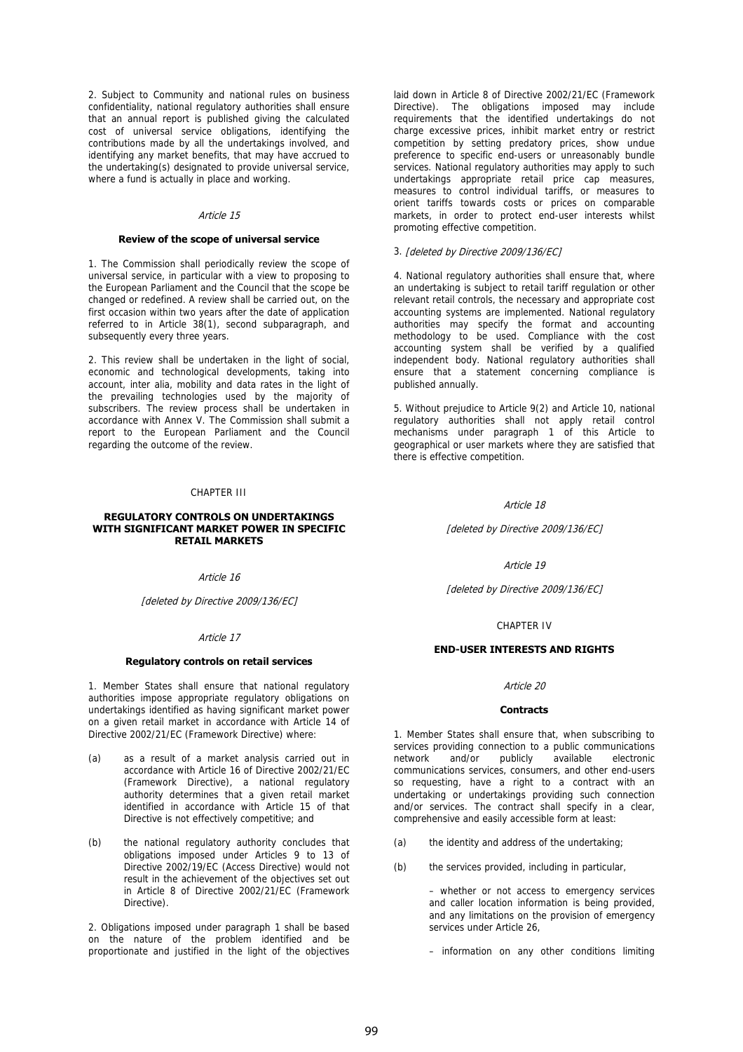2. Subject to Community and national rules on business confidentiality, national regulatory authorities shall ensure that an annual report is published giving the calculated cost of universal service obligations, identifying the contributions made by all the undertakings involved, and identifying any market benefits, that may have accrued to the undertaking(s) designated to provide universal service, where a fund is actually in place and working.

*Article 15*

**Review of the scope of universal service**

1. The Commission shall periodically review the scope of universal service, in particular with a view to proposing to the European Parliament and the Council that the scope be changed or redefined. A review shall be carried out, on the first occasion within two years after the date of application referred to in Article 38(1), second subparagraph, and subsequently every three years.

2. This review shall be undertaken in the light of social, economic and technological developments, taking into account, inter alia, mobility and data rates in the light of the prevailing technologies used by the majority of subscribers. The review process shall be undertaken in accordance with Annex V. The Commission shall submit a report to the European Parliament and the Council regarding the outcome of the review.

CHAPTER III

**REGULATORY CONTROLS ON UNDERTAKINGS WITH SIGNIFICANT MARKET POWER IN SPECIFIC RETAIL MARKETS**

*Article 16*

*[deleted by Directive 2009/136/EC]*

*Article 17*

**Regulatory controls on retail services**

1. Member States shall ensure that national regulatory authorities impose appropriate regulatory obligations on undertakings identified as having significant market power on a given retail market in accordance with Article 14 of Directive 2002/21/EC (Framework Directive) where:

(a) as a result of a market analysis carried out in accordance with Article 16 of Directive 2002/21/EC (Framework Directive), a national regulatory authority determines that a given retail market identified in accordance with Article 15 of that Directive is not effectively competitive; and

(b) the national regulatory authority concludes that obligations imposed under Articles 9 to 13 of Directive 2002/19/EC (Access Directive) would not result in the achievement of the objectives set out in Article 8 of Directive 2002/21/EC (Framework Directive).

2. Obligations imposed under paragraph 1 shall be based on the nature of the problem identified and be proportionate and justified in the light of the objectives laid down in Article 8 of Directive 2002/21/EC (Framework Directive). The obligations imposed may include requirements that the identified undertakings do not charge excessive prices, inhibit market entry or restrict competition by setting predatory prices, show undue preference to specific end-users or unreasonably bundle services. National regulatory authorities may apply to such undertakings appropriate retail price cap measures, measures to control individual tariffs, or measures to orient tariffs towards costs or prices on comparable markets, in order to protect end-user interests whilst promoting effective competition.

3. *[deleted by Directive 2009/136/EC]*

4. National regulatory authorities shall ensure that, where an undertaking is subject to retail tariff regulation or other relevant retail controls, the necessary and appropriate cost accounting systems are implemented. National regulatory authorities may specify the format and accounting methodology to be used. Compliance with the cost accounting system shall be verified by a qualified independent body. National regulatory authorities shall ensure that a statement concerning compliance is published annually.

5. Without prejudice to Article 9(2) and Article 10, national regulatory authorities shall not apply retail control mechanisms under paragraph 1 of this Article to geographical or user markets where they are satisfied that there is effective competition.

*Article 18*

*[deleted by Directive 2009/136/EC]*

*Article 19*

*[deleted by Directive 2009/136/EC]*

CHAPTER IV

**END-USER INTERESTS AND RIGHTS**

*Article 20*

**Contracts**

1. Member States shall ensure that, when subscribing to services providing connection to a public communications network and/or publicly available electronic communications services, consumers, and other end-users so requesting, have a right to a contract with an undertaking or undertakings providing such connection and/or services. The contract shall specify in a clear, comprehensive and easily accessible form at least:

(a) the identity and address of the undertaking;

(b) the services provided, including in particular,

– whether or not access to emergency services and caller location information is being provided, and any limitations on the provision of emergency services under Article 26,

– information on any other conditions limiting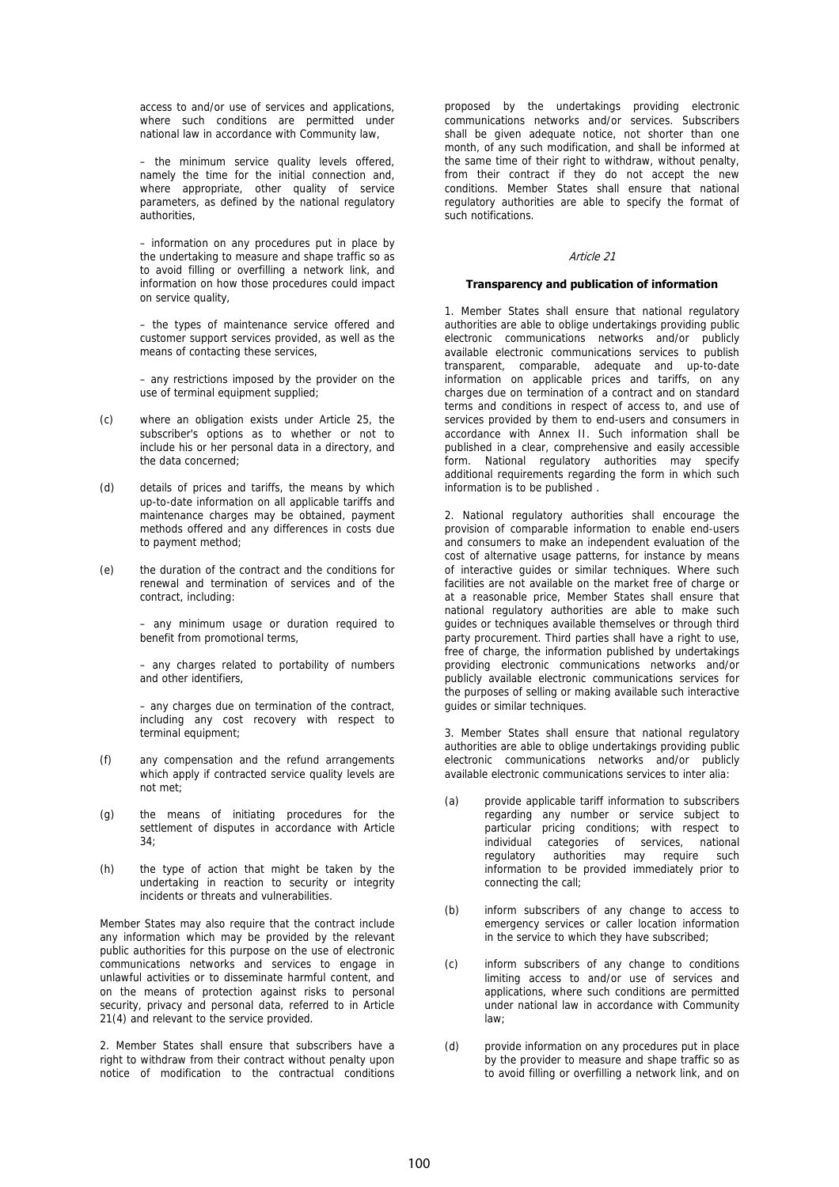access to and/or use of services and applications, where such conditions are permitted under national law in accordance with Community law,

– the minimum service quality levels offered, namely the time for the initial connection and, where appropriate, other quality of service parameters, as defined by the national regulatory authorities,

– information on any procedures put in place by the undertaking to measure and shape traffic so as to avoid filling or overfilling a network link, and information on how those procedures could impact on service quality,

– the types of maintenance service offered and customer support services provided, as well as the means of contacting these services,

– any restrictions imposed by the provider on the use of terminal equipment supplied;

(c) where an obligation exists under Article 25, the subscriber's options as to whether or not to include his or her personal data in a directory, and the data concerned;

(d) details of prices and tariffs, the means by which up-to-date information on all applicable tariffs and maintenance charges may be obtained, payment methods offered and any differences in costs due to payment method;

(e) the duration of the contract and the conditions for renewal and termination of services and of the contract, including:

– any minimum usage or duration required to benefit from promotional terms,

– any charges related to portability of numbers and other identifiers,

– any charges due on termination of the contract, including any cost recovery with respect to terminal equipment;

(f) any compensation and the refund arrangements which apply if contracted service quality levels are not met;

(g) the means of initiating procedures for the settlement of disputes in accordance with Article 34;

(h) the type of action that might be taken by the undertaking in reaction to security or integrity incidents or threats and vulnerabilities.

Member States may also require that the contract include any information which may be provided by the relevant public authorities for this purpose on the use of electronic communications networks and services to engage in unlawful activities or to disseminate harmful content, and on the means of protection against risks to personal security, privacy and personal data, referred to in Article 21(4) and relevant to the service provided.

2. Member States shall ensure that subscribers have a right to withdraw from their contract without penalty upon notice of modification to the contractual conditions proposed by the undertakings providing electronic communications networks and/or services. Subscribers shall be given adequate notice, not shorter than one month, of any such modification, and shall be informed at the same time of their right to withdraw, without penalty, from their contract if they do not accept the new conditions. Member States shall ensure that national regulatory authorities are able to specify the format of such notifications.

*Article 21*

**Transparency and publication of information**

1. Member States shall ensure that national regulatory authorities are able to oblige undertakings providing public electronic communications networks and/or publicly available electronic communications services to publish transparent, comparable, adequate and up-to-date information on applicable prices and tariffs, on any charges due on termination of a contract and on standard terms and conditions in respect of access to, and use of services provided by them to end-users and consumers in accordance with Annex II. Such information shall be published in a clear, comprehensive and easily accessible form. National regulatory authorities may specify additional requirements regarding the form in which such information is to be published .

2. National regulatory authorities shall encourage the provision of comparable information to enable end-users and consumers to make an independent evaluation of the cost of alternative usage patterns, for instance by means of interactive guides or similar techniques. Where such facilities are not available on the market free of charge or at a reasonable price, Member States shall ensure that national regulatory authorities are able to make such guides or techniques available themselves or through third party procurement. Third parties shall have a right to use, free of charge, the information published by undertakings providing electronic communications networks and/or publicly available electronic communications services for the purposes of selling or making available such interactive guides or similar techniques.

3. Member States shall ensure that national regulatory authorities are able to oblige undertakings providing public electronic communications networks and/or publicly available electronic communications services to inter alia:

(a) provide applicable tariff information to subscribers regarding any number or service subject to particular pricing conditions; with respect to individual categories of services, national regulatory authorities may require such information to be provided immediately prior to connecting the call;

(b) inform subscribers of any change to access to emergency services or caller location information in the service to which they have subscribed;

(c) inform subscribers of any change to conditions limiting access to and/or use of services and applications, where such conditions are permitted under national law in accordance with Community law;

(d) provide information on any procedures put in place by the provider to measure and shape traffic so as to avoid filling or overfilling a network link, and on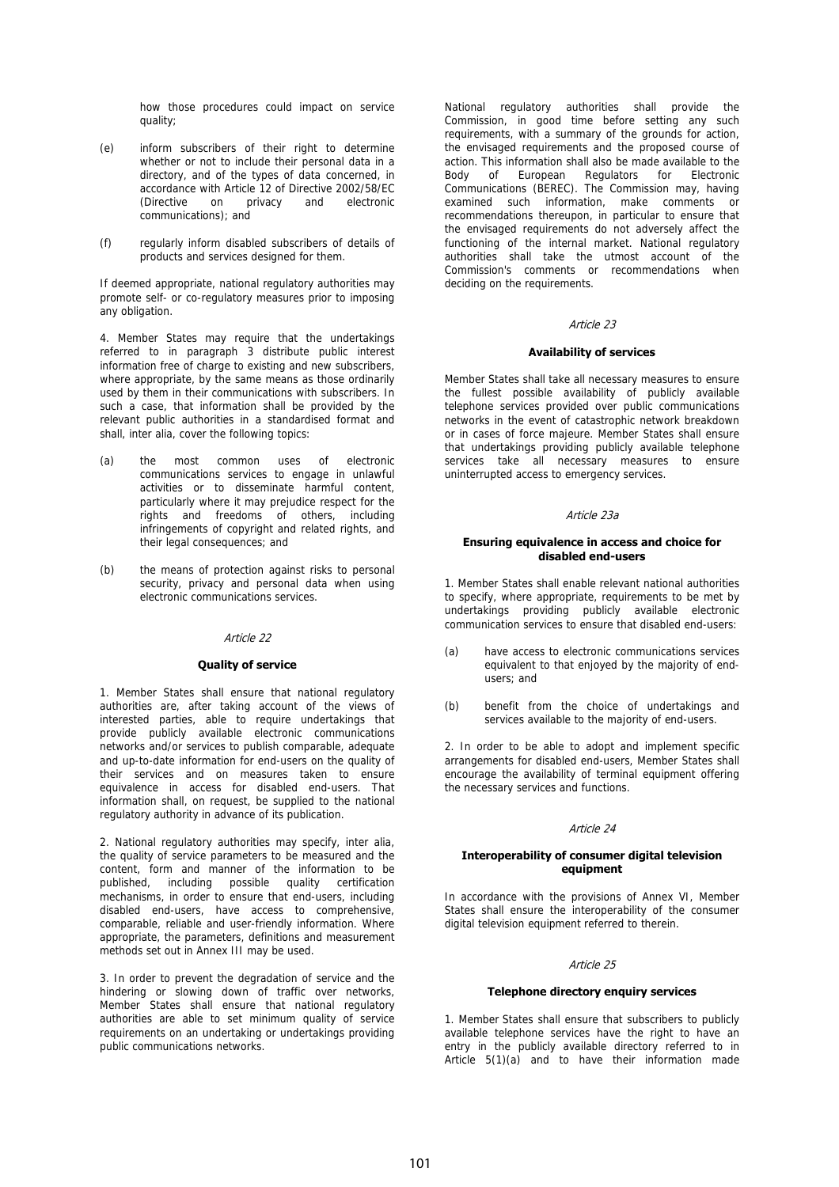how those procedures could impact on service quality;

(e) inform subscribers of their right to determine whether or not to include their personal data in a directory, and of the types of data concerned, in accordance with Article 12 of Directive 2002/58/EC (Directive on privacy and electronic communications); and

(f) regularly inform disabled subscribers of details of products and services designed for them.

If deemed appropriate, national regulatory authorities may promote self- or co-regulatory measures prior to imposing any obligation.

4. Member States may require that the undertakings referred to in paragraph 3 distribute public interest information free of charge to existing and new subscribers, where appropriate, by the same means as those ordinarily used by them in their communications with subscribers. In such a case, that information shall be provided by the relevant public authorities in a standardised format and shall, inter alia, cover the following topics:

(a) the most common uses of electronic communications services to engage in unlawful activities or to disseminate harmful content, particularly where it may prejudice respect for the rights and freedoms of others, including infringements of copyright and related rights, and their legal consequences; and

(b) the means of protection against risks to personal security, privacy and personal data when using electronic communications services.

*Article 22*

**Quality of service**

1. Member States shall ensure that national regulatory authorities are, after taking account of the views of interested parties, able to require undertakings that provide publicly available electronic communications networks and/or services to publish comparable, adequate and up-to-date information for end-users on the quality of their services and on measures taken to ensure equivalence in access for disabled end-users. That information shall, on request, be supplied to the national regulatory authority in advance of its publication.

2. National regulatory authorities may specify, inter alia, the quality of service parameters to be measured and the content, form and manner of the information to be published, including possible quality certification mechanisms, in order to ensure that end-users, including disabled end-users, have access to comprehensive, comparable, reliable and user-friendly information. Where appropriate, the parameters, definitions and measurement methods set out in Annex III may be used.

3. In order to prevent the degradation of service and the hindering or slowing down of traffic over networks, Member States shall ensure that national regulatory authorities are able to set minimum quality of service requirements on an undertaking or undertakings providing public communications networks.

National regulatory authorities shall provide the Commission, in good time before setting any such requirements, with a summary of the grounds for action, the envisaged requirements and the proposed course of action. This information shall also be made available to the Body of European Regulators for Electronic Communications (BEREC). The Commission may, having examined such information, make comments or recommendations thereupon, in particular to ensure that the envisaged requirements do not adversely affect the functioning of the internal market. National regulatory authorities shall take the utmost account of the Commission's comments or recommendations when deciding on the requirements.

*Article 23*

**Availability of services**

Member States shall take all necessary measures to ensure the fullest possible availability of publicly available telephone services provided over public communications networks in the event of catastrophic network breakdown or in cases of force majeure. Member States shall ensure that undertakings providing publicly available telephone services take all necessary measures to ensure uninterrupted access to emergency services.

*Article 23a*

**Ensuring equivalence in access and choice for disabled end-users**

1. Member States shall enable relevant national authorities to specify, where appropriate, requirements to be met by undertakings providing publicly available electronic communication services to ensure that disabled end-users:

(a) have access to electronic communications services equivalent to that enjoyed by the majority of end-users; and

(b) benefit from the choice of undertakings and services available to the majority of end-users.

2. In order to be able to adopt and implement specific arrangements for disabled end-users, Member States shall encourage the availability of terminal equipment offering the necessary services and functions.

*Article 24*

**Interoperability of consumer digital television equipment**

In accordance with the provisions of Annex VI, Member States shall ensure the interoperability of the consumer digital television equipment referred to therein.

*Article 25*

**Telephone directory enquiry services**

1. Member States shall ensure that subscribers to publicly available telephone services have the right to have an entry in the publicly available directory referred to in Article 5(1)(a) and to have their information made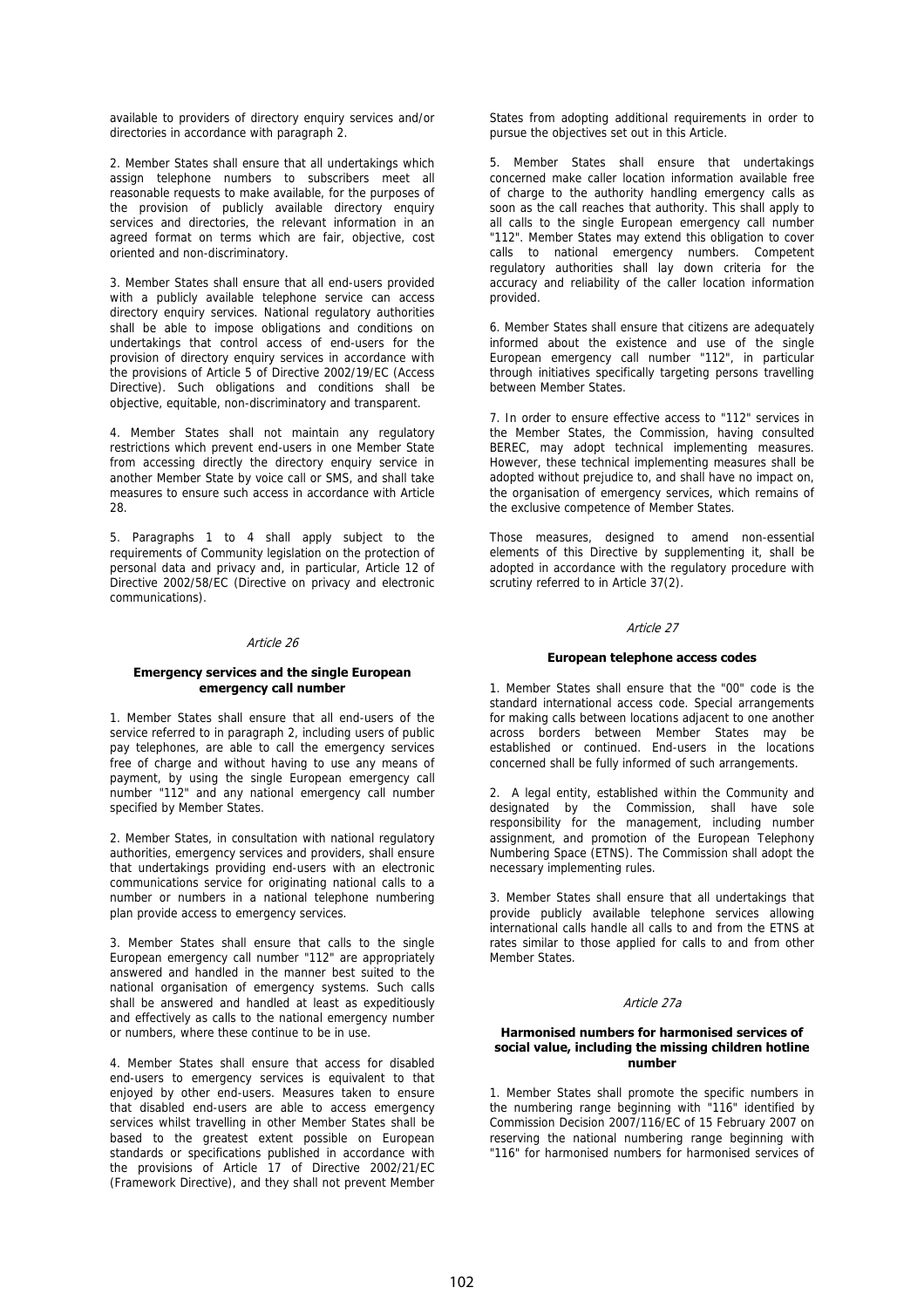available to providers of directory enquiry services and/or directories in accordance with paragraph 2.

2. Member States shall ensure that all undertakings which assign telephone numbers to subscribers meet all reasonable requests to make available, for the purposes of the provision of publicly available directory enquiry services and directories, the relevant information in an agreed format on terms which are fair, objective, cost oriented and non-discriminatory.

3. Member States shall ensure that all end-users provided with a publicly available telephone service can access directory enquiry services. National regulatory authorities shall be able to impose obligations and conditions on undertakings that control access of end-users for the provision of directory enquiry services in accordance with the provisions of Article 5 of Directive 2002/19/EC (Access Directive). Such obligations and conditions shall be objective, equitable, non-discriminatory and transparent.

4. Member States shall not maintain any regulatory restrictions which prevent end-users in one Member State from accessing directly the directory enquiry service in another Member State by voice call or SMS, and shall take measures to ensure such access in accordance with Article 28.

5. Paragraphs 1 to 4 shall apply subject to the requirements of Community legislation on the protection of personal data and privacy and, in particular, Article 12 of Directive 2002/58/EC (Directive on privacy and electronic communications).

*Article 26*

**Emergency services and the single European emergency call number**

1. Member States shall ensure that all end-users of the service referred to in paragraph 2, including users of public pay telephones, are able to call the emergency services free of charge and without having to use any means of payment, by using the single European emergency call number "112" and any national emergency call number specified by Member States.

2. Member States, in consultation with national regulatory authorities, emergency services and providers, shall ensure that undertakings providing end-users with an electronic communications service for originating national calls to a number or numbers in a national telephone numbering plan provide access to emergency services.

3. Member States shall ensure that calls to the single European emergency call number "112" are appropriately answered and handled in the manner best suited to the national organisation of emergency systems. Such calls shall be answered and handled at least as expeditiously and effectively as calls to the national emergency number or numbers, where these continue to be in use.

4. Member States shall ensure that access for disabled end-users to emergency services is equivalent to that enjoyed by other end-users. Measures taken to ensure that disabled end-users are able to access emergency services whilst travelling in other Member States shall be based to the greatest extent possible on European standards or specifications published in accordance with the provisions of Article 17 of Directive 2002/21/EC (Framework Directive), and they shall not prevent Member States from adopting additional requirements in order to pursue the objectives set out in this Article.

5. Member States shall ensure that undertakings concerned make caller location information available free of charge to the authority handling emergency calls as soon as the call reaches that authority. This shall apply to all calls to the single European emergency call number "112". Member States may extend this obligation to cover calls to national emergency numbers. Competent regulatory authorities shall lay down criteria for the accuracy and reliability of the caller location information provided.

6. Member States shall ensure that citizens are adequately informed about the existence and use of the single European emergency call number "112", in particular through initiatives specifically targeting persons travelling between Member States.

7. In order to ensure effective access to "112" services in the Member States, the Commission, having consulted BEREC, may adopt technical implementing measures. However, these technical implementing measures shall be adopted without prejudice to, and shall have no impact on, the organisation of emergency services, which remains of the exclusive competence of Member States.

Those measures, designed to amend non-essential elements of this Directive by supplementing it, shall be adopted in accordance with the regulatory procedure with scrutiny referred to in Article 37(2).

*Article 27*

**European telephone access codes**

1. Member States shall ensure that the "00" code is the standard international access code. Special arrangements for making calls between locations adjacent to one another across borders between Member States may be established or continued. End-users in the locations concerned shall be fully informed of such arrangements.

2. A legal entity, established within the Community and designated by the Commission, shall have sole responsibility for the management, including number assignment, and promotion of the European Telephony Numbering Space (ETNS). The Commission shall adopt the necessary implementing rules.

3. Member States shall ensure that all undertakings that provide publicly available telephone services allowing international calls handle all calls to and from the ETNS at rates similar to those applied for calls to and from other Member States.

*Article 27a*

**Harmonised numbers for harmonised services of social value, including the missing children hotline number**

1. Member States shall promote the specific numbers in the numbering range beginning with "116" identified by Commission Decision 2007/116/EC of 15 February 2007 on reserving the national numbering range beginning with "116" for harmonised numbers for harmonised services of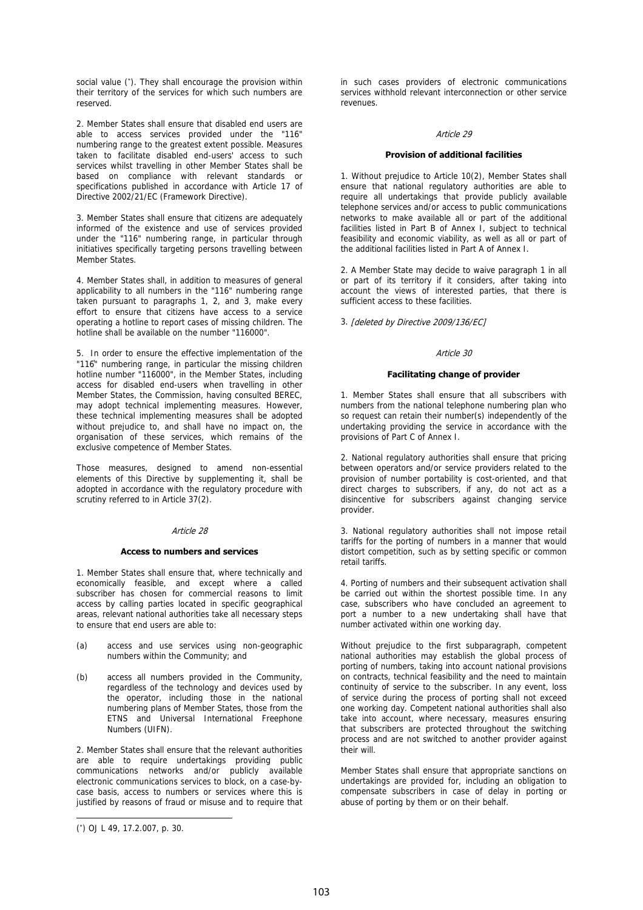social value (*). They shall encourage the provision within their territory of the services for which such numbers are reserved.

2. Member States shall ensure that disabled end users are able to access services provided under the "116" numbering range to the greatest extent possible. Measures taken to facilitate disabled end-users' access to such services whilst travelling in other Member States shall be based on compliance with relevant standards or specifications published in accordance with Article 17 of Directive 2002/21/EC (Framework Directive).

3. Member States shall ensure that citizens are adequately informed of the existence and use of services provided under the "116" numbering range, in particular through initiatives specifically targeting persons travelling between Member States.

4. Member States shall, in addition to measures of general applicability to all numbers in the "116" numbering range taken pursuant to paragraphs 1, 2, and 3, make every effort to ensure that citizens have access to a service operating a hotline to report cases of missing children. The hotline shall be available on the number "116000".

5. In order to ensure the effective implementation of the "116" numbering range, in particular the missing children hotline number "116000", in the Member States, including access for disabled end-users when travelling in other Member States, the Commission, having consulted BEREC, may adopt technical implementing measures. However, these technical implementing measures shall be adopted without prejudice to, and shall have no impact on, the organisation of these services, which remains of the exclusive competence of Member States.

Those measures, designed to amend non-essential elements of this Directive by supplementing it, shall be adopted in accordance with the regulatory procedure with scrutiny referred to in Article 37(2).

*Article 28*

**Access to numbers and services**

1. Member States shall ensure that, where technically and economically feasible, and except where a called subscriber has chosen for commercial reasons to limit access by calling parties located in specific geographical areas, relevant national authorities take all necessary steps to ensure that end users are able to:

(a) access and use services using non-geographic numbers within the Community; and

(b) access all numbers provided in the Community, regardless of the technology and devices used by the operator, including those in the national numbering plans of Member States, those from the ETNS and Universal International Freephone Numbers (UIFN).

2. Member States shall ensure that the relevant authorities are able to require undertakings providing public communications networks and/or publicly available electronic communications services to block, on a case-by-case basis, access to numbers or services where this is justified by reasons of fraud or misuse and to require that in such cases providers of electronic communications services withhold relevant interconnection or other service revenues.

*Article 29*

**Provision of additional facilities**

1. Without prejudice to Article 10(2), Member States shall ensure that national regulatory authorities are able to require all undertakings that provide publicly available telephone services and/or access to public communications networks to make available all or part of the additional facilities listed in Part B of Annex I, subject to technical feasibility and economic viability, as well as all or part of the additional facilities listed in Part A of Annex I.

2. A Member State may decide to waive paragraph 1 in all or part of its territory if it considers, after taking into account the views of interested parties, that there is sufficient access to these facilities.

3. *[deleted by Directive 2009/136/EC]*

*Article 30*

**Facilitating change of provider**

1. Member States shall ensure that all subscribers with numbers from the national telephone numbering plan who so request can retain their number(s) independently of the undertaking providing the service in accordance with the provisions of Part C of Annex I.

2. National regulatory authorities shall ensure that pricing between operators and/or service providers related to the provision of number portability is cost-oriented, and that direct charges to subscribers, if any, do not act as a disincentive for subscribers against changing service provider.

3. National regulatory authorities shall not impose retail tariffs for the porting of numbers in a manner that would distort competition, such as by setting specific or common retail tariffs.

4. Porting of numbers and their subsequent activation shall be carried out within the shortest possible time. In any case, subscribers who have concluded an agreement to port a number to a new undertaking shall have that number activated within one working day.

Without prejudice to the first subparagraph, competent national authorities may establish the global process of porting of numbers, taking into account national provisions on contracts, technical feasibility and the need to maintain continuity of service to the subscriber. In any event, loss of service during the process of porting shall not exceed one working day. Competent national authorities shall also take into account, where necessary, measures ensuring that subscribers are protected throughout the switching process and are not switched to another provider against their will.

Member States shall ensure that appropriate sanctions on undertakings are provided for, including an obligation to compensate subscribers in case of delay in porting or abuse of porting by them or on their behalf.

(*) OJ L 49, 17.2.007, p. 30.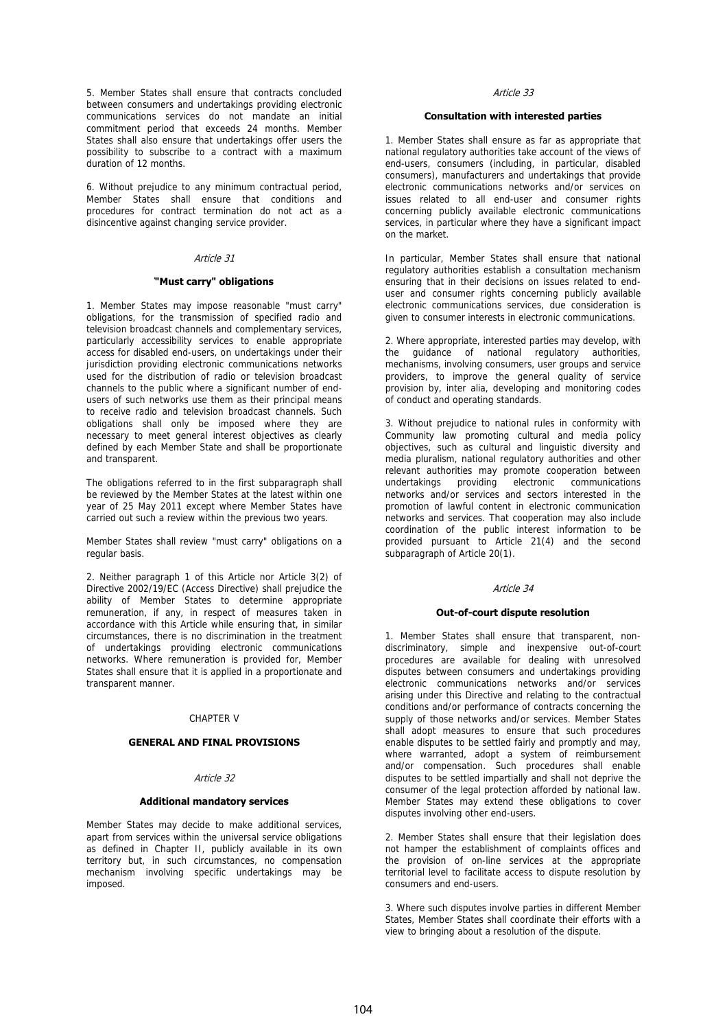5. Member States shall ensure that contracts concluded between consumers and undertakings providing electronic communications services do not mandate an initial commitment period that exceeds 24 months. Member States shall also ensure that undertakings offer users the possibility to subscribe to a contract with a maximum duration of 12 months.

6. Without prejudice to any minimum contractual period, Member States shall ensure that conditions and procedures for contract termination do not act as a disincentive against changing service provider.

*Article 31*

**"Must carry" obligations**

1. Member States may impose reasonable "must carry" obligations, for the transmission of specified radio and television broadcast channels and complementary services, particularly accessibility services to enable appropriate access for disabled end-users, on undertakings under their jurisdiction providing electronic communications networks used for the distribution of radio or television broadcast channels to the public where a significant number of end-users of such networks use them as their principal means to receive radio and television broadcast channels. Such obligations shall only be imposed where they are necessary to meet general interest objectives as clearly defined by each Member State and shall be proportionate and transparent.

The obligations referred to in the first subparagraph shall be reviewed by the Member States at the latest within one year of 25 May 2011 except where Member States have carried out such a review within the previous two years.

Member States shall review "must carry" obligations on a regular basis.

2. Neither paragraph 1 of this Article nor Article 3(2) of Directive 2002/19/EC (Access Directive) shall prejudice the ability of Member States to determine appropriate remuneration, if any, in respect of measures taken in accordance with this Article while ensuring that, in similar circumstances, there is no discrimination in the treatment of undertakings providing electronic communications networks. Where remuneration is provided for, Member States shall ensure that it is applied in a proportionate and transparent manner.

CHAPTER V

**GENERAL AND FINAL PROVISIONS**

*Article 32*

**Additional mandatory services**

Member States may decide to make additional services, apart from services within the universal service obligations as defined in Chapter II, publicly available in its own territory but, in such circumstances, no compensation mechanism involving specific undertakings may be imposed.

*Article 33*

**Consultation with interested parties**

1. Member States shall ensure as far as appropriate that national regulatory authorities take account of the views of end-users, consumers (including, in particular, disabled consumers), manufacturers and undertakings that provide electronic communications networks and/or services on issues related to all end-user and consumer rights concerning publicly available electronic communications services, in particular where they have a significant impact on the market.

In particular, Member States shall ensure that national regulatory authorities establish a consultation mechanism ensuring that in their decisions on issues related to end-user and consumer rights concerning publicly available electronic communications services, due consideration is given to consumer interests in electronic communications.

2. Where appropriate, interested parties may develop, with the guidance of national regulatory authorities, mechanisms, involving consumers, user groups and service providers, to improve the general quality of service provision by, inter alia, developing and monitoring codes of conduct and operating standards.

3. Without prejudice to national rules in conformity with Community law promoting cultural and media policy objectives, such as cultural and linguistic diversity and media pluralism, national regulatory authorities and other relevant authorities may promote cooperation between undertakings providing electronic communications networks and/or services and sectors interested in the promotion of lawful content in electronic communication networks and services. That cooperation may also include coordination of the public interest information to be provided pursuant to Article 21(4) and the second subparagraph of Article 20(1).

*Article 34*

**Out-of-court dispute resolution**

1. Member States shall ensure that transparent, non-discriminatory, simple and inexpensive out-of-court procedures are available for dealing with unresolved disputes between consumers and undertakings providing electronic communications networks and/or services arising under this Directive and relating to the contractual conditions and/or performance of contracts concerning the supply of those networks and/or services. Member States shall adopt measures to ensure that such procedures enable disputes to be settled fairly and promptly and may, where warranted, adopt a system of reimbursement and/or compensation. Such procedures shall enable disputes to be settled impartially and shall not deprive the consumer of the legal protection afforded by national law. Member States may extend these obligations to cover disputes involving other end-users.

2. Member States shall ensure that their legislation does not hamper the establishment of complaints offices and the provision of on-line services at the appropriate territorial level to facilitate access to dispute resolution by consumers and end-users.

3. Where such disputes involve parties in different Member States, Member States shall coordinate their efforts with a view to bringing about a resolution of the dispute.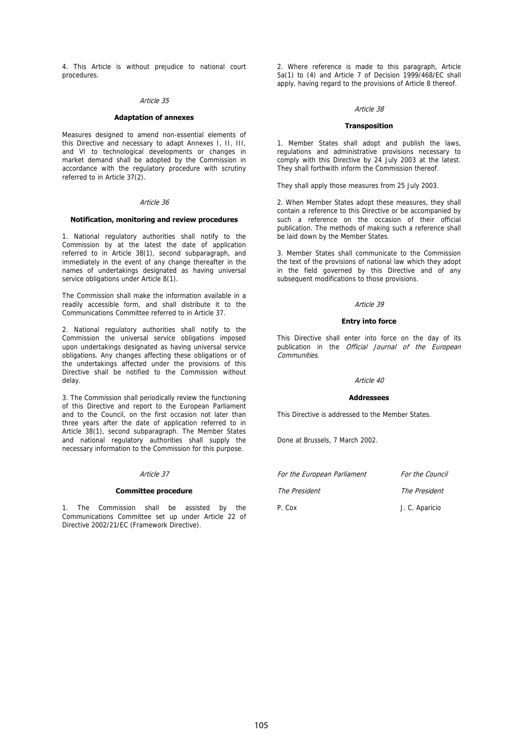4. This Article is without prejudice to national court procedures.

*Article 35*

**Adaptation of annexes**

Measures designed to amend non-essential elements of this Directive and necessary to adapt Annexes I, II, III, and VI to technological developments or changes in market demand shall be adopted by the Commission in accordance with the regulatory procedure with scrutiny referred to in Article 37(2).

*Article 36*

**Notification, monitoring and review procedures**

1. National regulatory authorities shall notify to the Commission by at the latest the date of application referred to in Article 38(1), second subparagraph, and immediately in the event of any change thereafter in the names of undertakings designated as having universal service obligations under Article 8(1).

The Commission shall make the information available in a readily accessible form, and shall distribute it to the Communications Committee referred to in Article 37.

2. National regulatory authorities shall notify to the Commission the universal service obligations imposed upon undertakings designated as having universal service obligations. Any changes affecting these obligations or of the undertakings affected under the provisions of this Directive shall be notified to the Commission without delay.

3. The Commission shall periodically review the functioning of this Directive and report to the European Parliament and to the Council, on the first occasion not later than three years after the date of application referred to in Article 38(1), second subparagraph. The Member States and national regulatory authorities shall supply the necessary information to the Commission for this purpose.

*Article 37*

**Committee procedure**

1. The Commission shall be assisted by the Communications Committee set up under Article 22 of Directive 2002/21/EC (Framework Directive).

2. Where reference is made to this paragraph, Article 5a(1) to (4) and Article 7 of Decision 1999/468/EC shall apply, having regard to the provisions of Article 8 thereof.

*Article 38*

**Transposition**

1. Member States shall adopt and publish the laws, regulations and administrative provisions necessary to comply with this Directive by 24 July 2003 at the latest. They shall forthwith inform the Commission thereof.

They shall apply those measures from 25 July 2003.

2. When Member States adopt these measures, they shall contain a reference to this Directive or be accompanied by such a reference on the occasion of their official publication. The methods of making such a reference shall be laid down by the Member States.

3. Member States shall communicate to the Commission the text of the provisions of national law which they adopt in the field governed by this Directive and of any subsequent modifications to those provisions.

*Article 39*

**Entry into force**

This Directive shall enter into force on the day of its publication in the *Official Journal of the European Communities*.

*Article 40*

**Addressees**

This Directive is addressed to the Member States.

Done at Brussels, 7 March 2002.

| *For the European Parliament* | *For the Council* |
|---|---|
| *The President* | *The President* |
| P. Cox | J. C. Aparicio |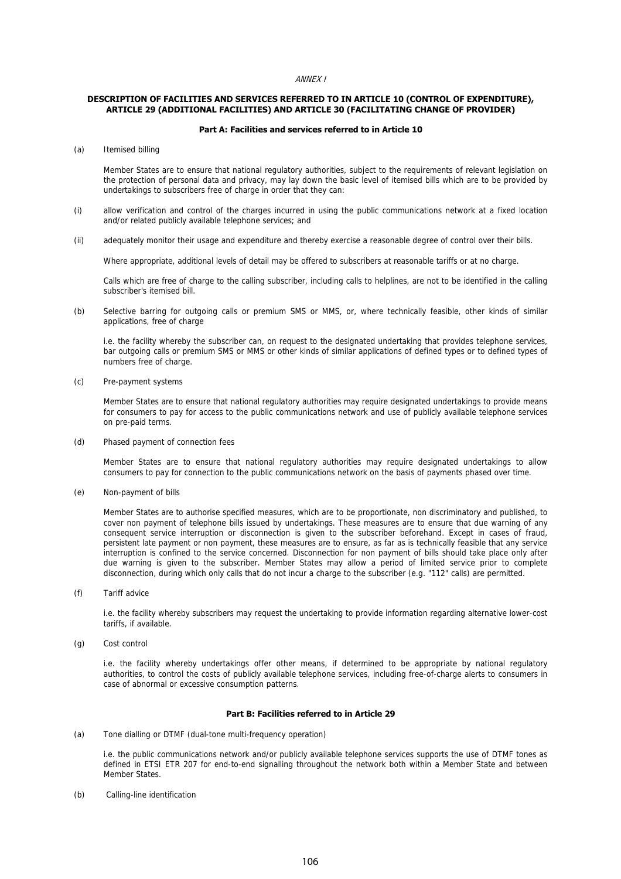*ANNEX I*

**DESCRIPTION OF FACILITIES AND SERVICES REFERRED TO IN ARTICLE 10 (CONTROL OF EXPENDITURE), ARTICLE 29 (ADDITIONAL FACILITIES) AND ARTICLE 30 (FACILITATING CHANGE OF PROVIDER)**

**Part A: Facilities and services referred to in Article 10**

(a) Itemised billing

Member States are to ensure that national regulatory authorities, subject to the requirements of relevant legislation on the protection of personal data and privacy, may lay down the basic level of itemised bills which are to be provided by undertakings to subscribers free of charge in order that they can:

(i) allow verification and control of the charges incurred in using the public communications network at a fixed location and/or related publicly available telephone services; and

(ii) adequately monitor their usage and expenditure and thereby exercise a reasonable degree of control over their bills.

Where appropriate, additional levels of detail may be offered to subscribers at reasonable tariffs or at no charge.

Calls which are free of charge to the calling subscriber, including calls to helplines, are not to be identified in the calling subscriber's itemised bill.

(b) Selective barring for outgoing calls or premium SMS or MMS, or, where technically feasible, other kinds of similar applications, free of charge

i.e. the facility whereby the subscriber can, on request to the designated undertaking that provides telephone services, bar outgoing calls or premium SMS or MMS or other kinds of similar applications of defined types or to defined types of numbers free of charge.

(c) Pre-payment systems

Member States are to ensure that national regulatory authorities may require designated undertakings to provide means for consumers to pay for access to the public communications network and use of publicly available telephone services on pre-paid terms.

(d) Phased payment of connection fees

Member States are to ensure that national regulatory authorities may require designated undertakings to allow consumers to pay for connection to the public communications network on the basis of payments phased over time.

(e) Non-payment of bills

Member States are to authorise specified measures, which are to be proportionate, non discriminatory and published, to cover non payment of telephone bills issued by undertakings. These measures are to ensure that due warning of any consequent service interruption or disconnection is given to the subscriber beforehand. Except in cases of fraud, persistent late payment or non payment, these measures are to ensure, as far as is technically feasible that any service interruption is confined to the service concerned. Disconnection for non payment of bills should take place only after due warning is given to the subscriber. Member States may allow a period of limited service prior to complete disconnection, during which only calls that do not incur a charge to the subscriber (e.g. "112" calls) are permitted.

(f) Tariff advice

i.e. the facility whereby subscribers may request the undertaking to provide information regarding alternative lower-cost tariffs, if available.

(g) Cost control

i.e. the facility whereby undertakings offer other means, if determined to be appropriate by national regulatory authorities, to control the costs of publicly available telephone services, including free-of-charge alerts to consumers in case of abnormal or excessive consumption patterns.

**Part B: Facilities referred to in Article 29**

(a) Tone dialling or DTMF (dual-tone multi-frequency operation)

i.e. the public communications network and/or publicly available telephone services supports the use of DTMF tones as defined in ETSI ETR 207 for end-to-end signalling throughout the network both within a Member State and between Member States.

(b) Calling-line identification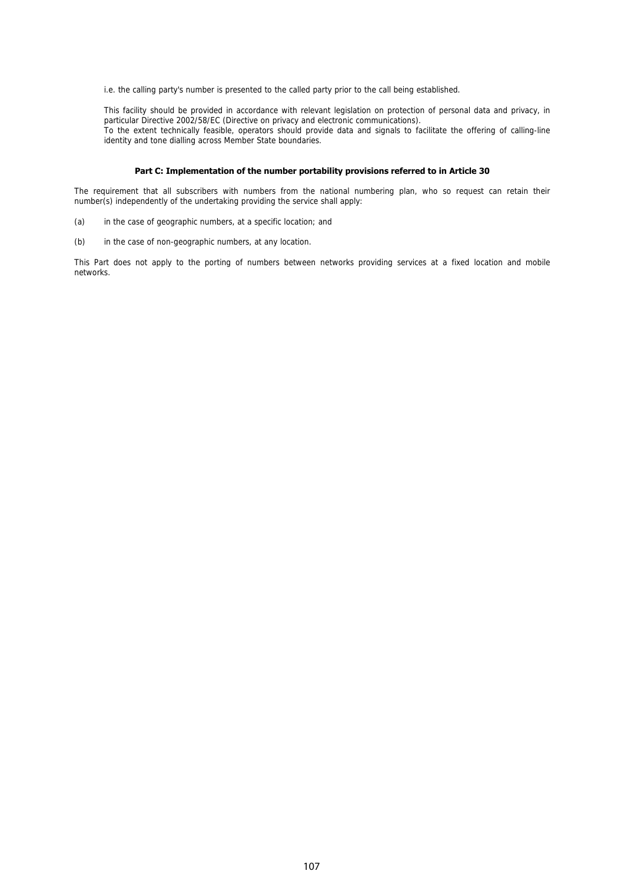i.e. the calling party's number is presented to the called party prior to the call being established.

This facility should be provided in accordance with relevant legislation on protection of personal data and privacy, in particular Directive 2002/58/EC (Directive on privacy and electronic communications).
To the extent technically feasible, operators should provide data and signals to facilitate the offering of calling-line identity and tone dialling across Member State boundaries.

**Part C: Implementation of the number portability provisions referred to in Article 30**

The requirement that all subscribers with numbers from the national numbering plan, who so request can retain their number(s) independently of the undertaking providing the service shall apply:

(a) in the case of geographic numbers, at a specific location; and

(b) in the case of non-geographic numbers, at any location.

This Part does not apply to the porting of numbers between networks providing services at a fixed location and mobile networks.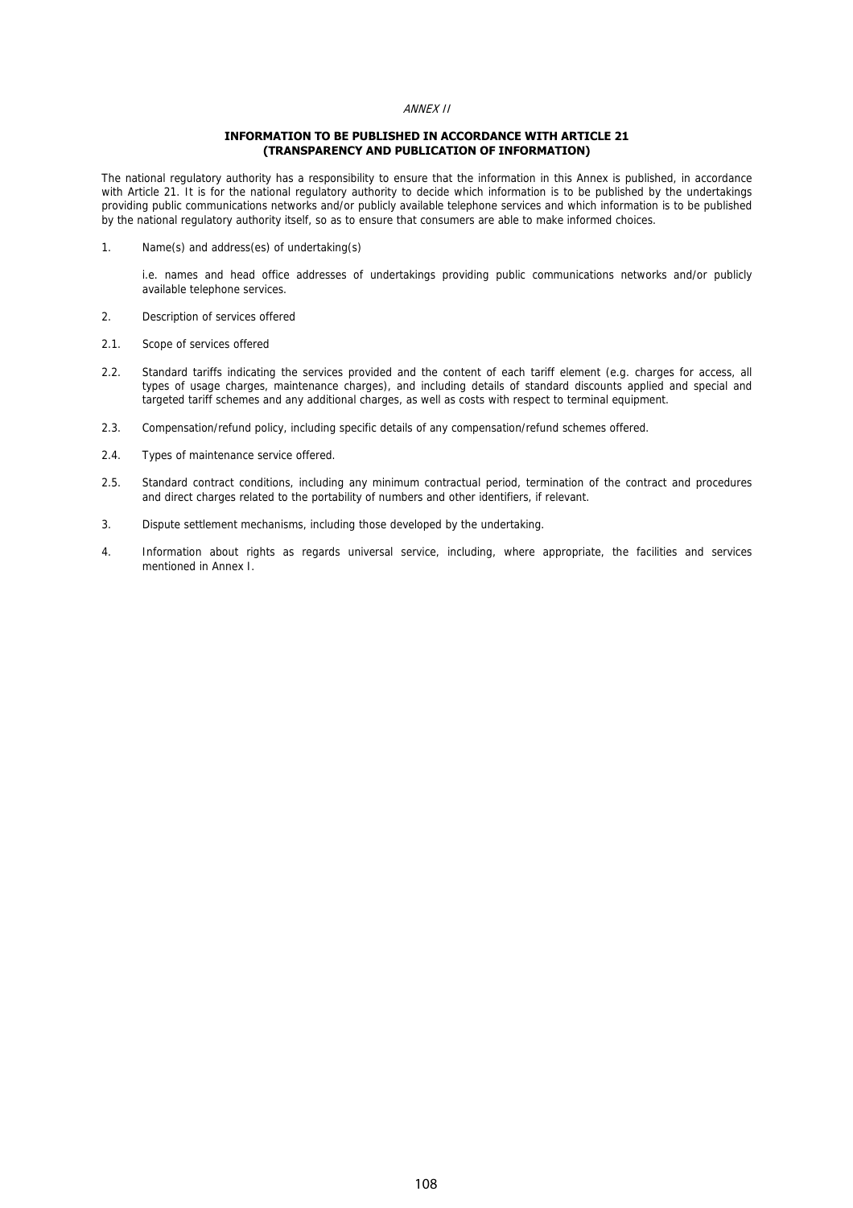*ANNEX II*

**INFORMATION TO BE PUBLISHED IN ACCORDANCE WITH ARTICLE 21 (TRANSPARENCY AND PUBLICATION OF INFORMATION)**

The national regulatory authority has a responsibility to ensure that the information in this Annex is published, in accordance with Article 21. It is for the national regulatory authority to decide which information is to be published by the undertakings providing public communications networks and/or publicly available telephone services and which information is to be published by the national regulatory authority itself, so as to ensure that consumers are able to make informed choices.

1. Name(s) and address(es) of undertaking(s)

   i.e. names and head office addresses of undertakings providing public communications networks and/or publicly available telephone services.

2. Description of services offered

2.1. Scope of services offered

2.2. Standard tariffs indicating the services provided and the content of each tariff element (e.g. charges for access, all types of usage charges, maintenance charges), and including details of standard discounts applied and special and targeted tariff schemes and any additional charges, as well as costs with respect to terminal equipment.

2.3. Compensation/refund policy, including specific details of any compensation/refund schemes offered.

2.4. Types of maintenance service offered.

2.5. Standard contract conditions, including any minimum contractual period, termination of the contract and procedures and direct charges related to the portability of numbers and other identifiers, if relevant.

3. Dispute settlement mechanisms, including those developed by the undertaking.

4. Information about rights as regards universal service, including, where appropriate, the facilities and services mentioned in Annex I.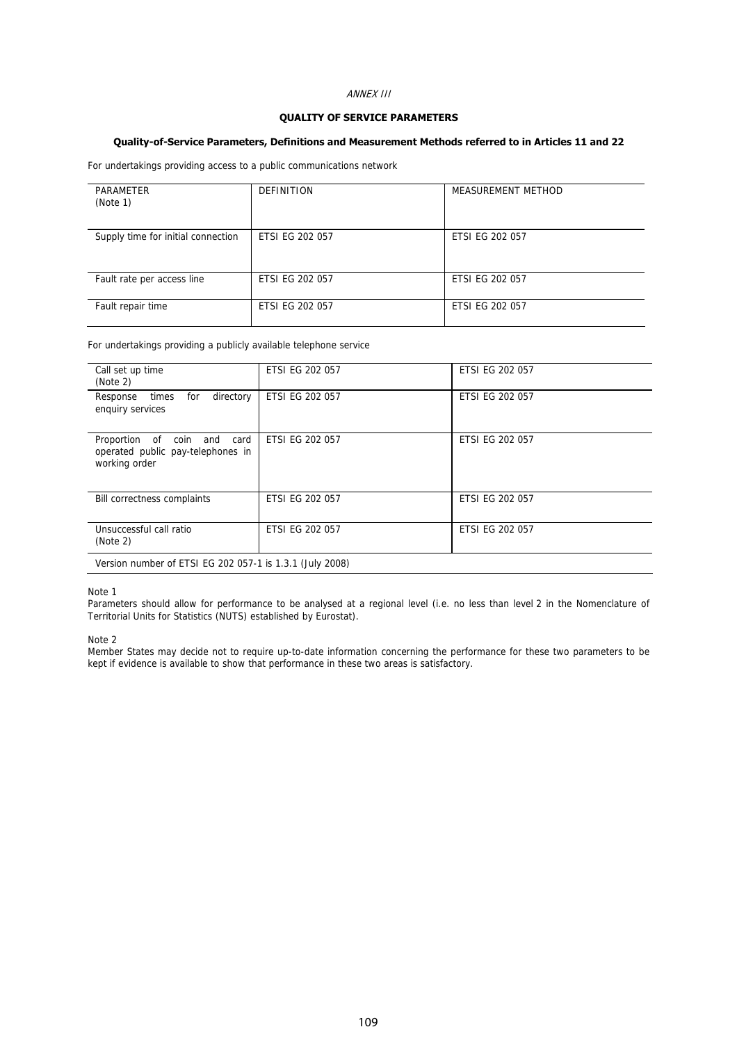*ANNEX III*

**QUALITY OF SERVICE PARAMETERS**

**Quality-of-Service Parameters, Definitions and Measurement Methods referred to in Articles 11 and 22**

For undertakings providing access to a public communications network

| PARAMETER (Note 1) | DEFINITION | MEASUREMENT METHOD |
|---|---|---|
| Supply time for initial connection | ETSI EG 202 057 | ETSI EG 202 057 |
| Fault rate per access line | ETSI EG 202 057 | ETSI EG 202 057 |
| Fault repair time | ETSI EG 202 057 | ETSI EG 202 057 |

For undertakings providing a publicly available telephone service

| | | |
|---|---|---|
| Call set up time (Note 2) | ETSI EG 202 057 | ETSI EG 202 057 |
| Response times for directory enquiry services | ETSI EG 202 057 | ETSI EG 202 057 |
| Proportion of coin and card operated public pay-telephones in working order | ETSI EG 202 057 | ETSI EG 202 057 |
| Bill correctness complaints | ETSI EG 202 057 | ETSI EG 202 057 |
| Unsuccessful call ratio (Note 2) | ETSI EG 202 057 | ETSI EG 202 057 |
| Version number of ETSI EG 202 057-1 is 1.3.1 (July 2008) | | |

Note 1

Parameters should allow for performance to be analysed at a regional level (i.e. no less than level 2 in the Nomenclature of Territorial Units for Statistics (NUTS) established by Eurostat).

Note 2

Member States may decide not to require up-to-date information concerning the performance for these two parameters to be kept if evidence is available to show that performance in these two areas is satisfactory.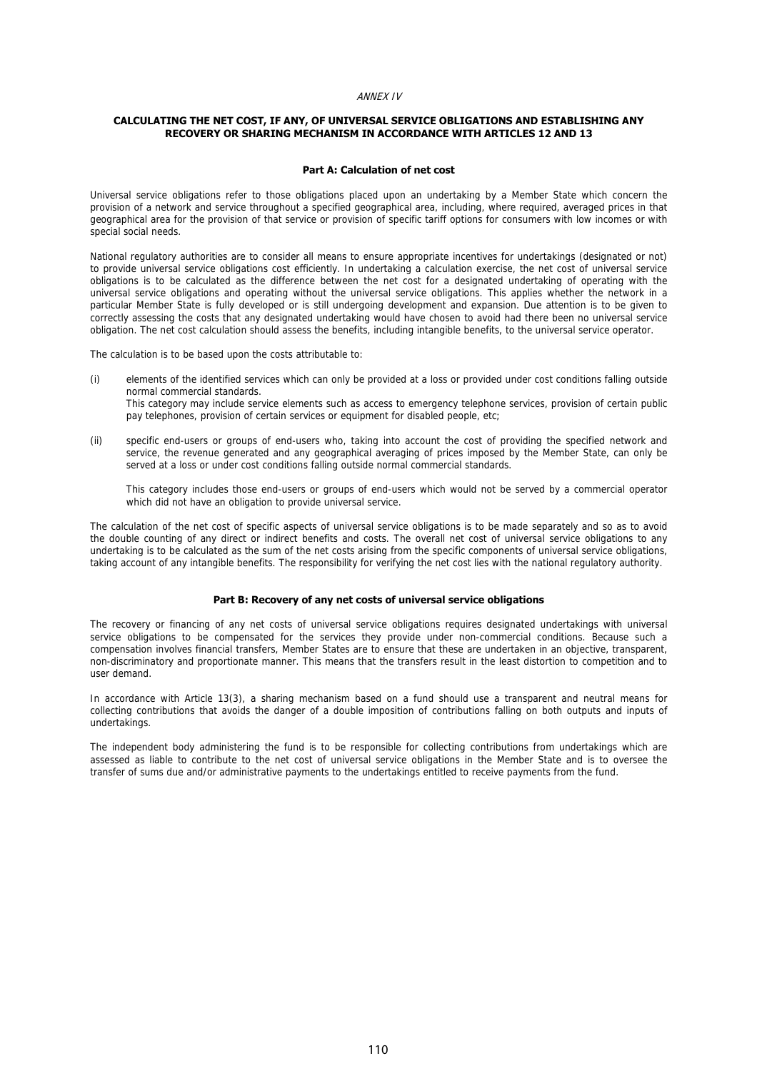*ANNEX IV*

## CALCULATING THE NET COST, IF ANY, OF UNIVERSAL SERVICE OBLIGATIONS AND ESTABLISHING ANY RECOVERY OR SHARING MECHANISM IN ACCORDANCE WITH ARTICLES 12 AND 13

### Part A: Calculation of net cost

Universal service obligations refer to those obligations placed upon an undertaking by a Member State which concern the provision of a network and service throughout a specified geographical area, including, where required, averaged prices in that geographical area for the provision of that service or provision of specific tariff options for consumers with low incomes or with special social needs.

National regulatory authorities are to consider all means to ensure appropriate incentives for undertakings (designated or not) to provide universal service obligations cost efficiently. In undertaking a calculation exercise, the net cost of universal service obligations is to be calculated as the difference between the net cost for a designated undertaking of operating with the universal service obligations and operating without the universal service obligations. This applies whether the network in a particular Member State is fully developed or is still undergoing development and expansion. Due attention is to be given to correctly assessing the costs that any designated undertaking would have chosen to avoid had there been no universal service obligation. The net cost calculation should assess the benefits, including intangible benefits, to the universal service operator.

The calculation is to be based upon the costs attributable to:

(i) elements of the identified services which can only be provided at a loss or provided under cost conditions falling outside normal commercial standards.
This category may include service elements such as access to emergency telephone services, provision of certain public pay telephones, provision of certain services or equipment for disabled people, etc;

(ii) specific end-users or groups of end-users who, taking into account the cost of providing the specified network and service, the revenue generated and any geographical averaging of prices imposed by the Member State, can only be served at a loss or under cost conditions falling outside normal commercial standards.

This category includes those end-users or groups of end-users which would not be served by a commercial operator which did not have an obligation to provide universal service.

The calculation of the net cost of specific aspects of universal service obligations is to be made separately and so as to avoid the double counting of any direct or indirect benefits and costs. The overall net cost of universal service obligations to any undertaking is to be calculated as the sum of the net costs arising from the specific components of universal service obligations, taking account of any intangible benefits. The responsibility for verifying the net cost lies with the national regulatory authority.

### Part B: Recovery of any net costs of universal service obligations

The recovery or financing of any net costs of universal service obligations requires designated undertakings with universal service obligations to be compensated for the services they provide under non-commercial conditions. Because such a compensation involves financial transfers, Member States are to ensure that these are undertaken in an objective, transparent, non-discriminatory and proportionate manner. This means that the transfers result in the least distortion to competition and to user demand.

In accordance with Article 13(3), a sharing mechanism based on a fund should use a transparent and neutral means for collecting contributions that avoids the danger of a double imposition of contributions falling on both outputs and inputs of undertakings.

The independent body administering the fund is to be responsible for collecting contributions from undertakings which are assessed as liable to contribute to the net cost of universal service obligations in the Member State and is to oversee the transfer of sums due and/or administrative payments to the undertakings entitled to receive payments from the fund.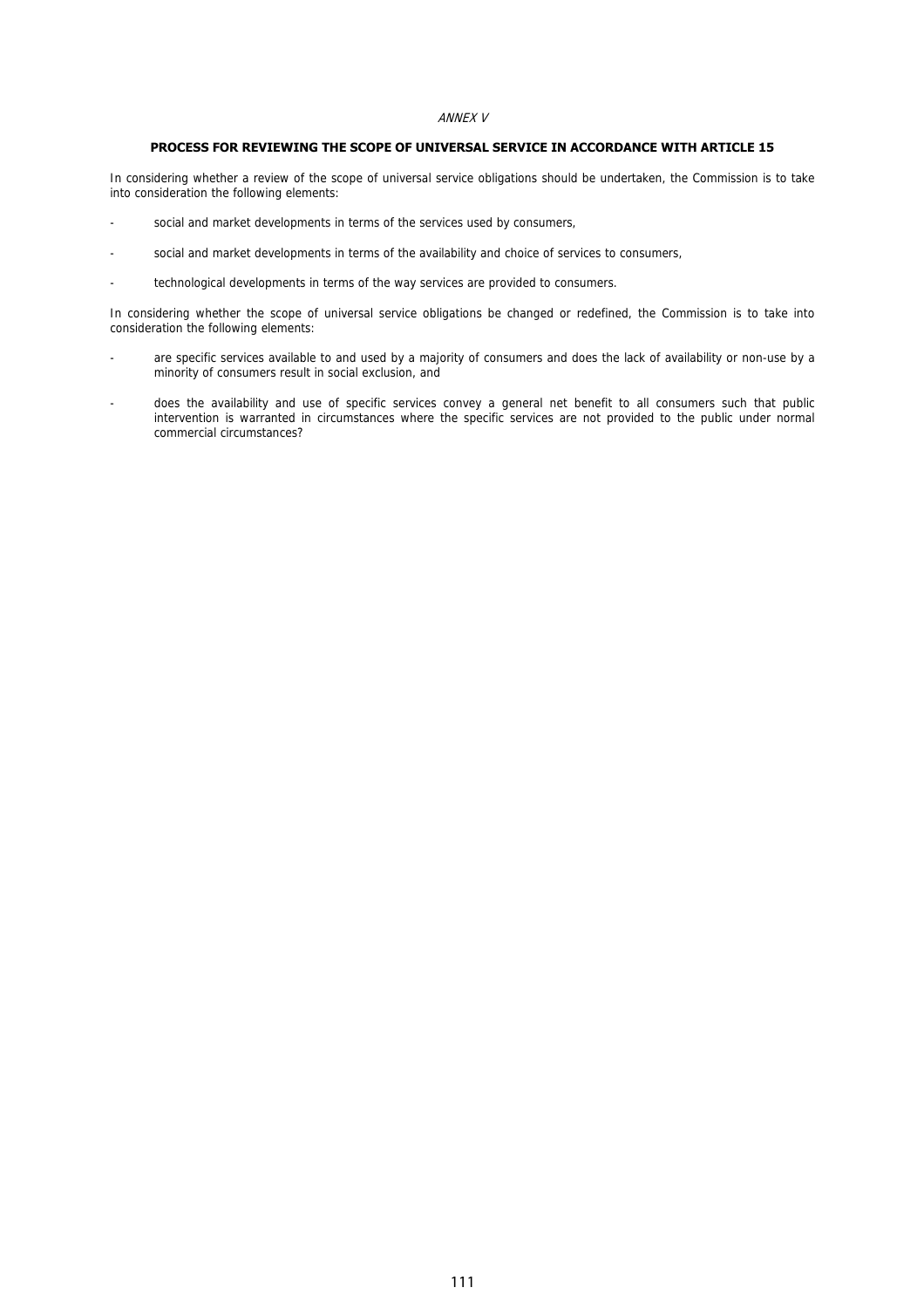*ANNEX V*

**PROCESS FOR REVIEWING THE SCOPE OF UNIVERSAL SERVICE IN ACCORDANCE WITH ARTICLE 15**

In considering whether a review of the scope of universal service obligations should be undertaken, the Commission is to take into consideration the following elements:

- social and market developments in terms of the services used by consumers,
- social and market developments in terms of the availability and choice of services to consumers,
- technological developments in terms of the way services are provided to consumers.

In considering whether the scope of universal service obligations be changed or redefined, the Commission is to take into consideration the following elements:

- are specific services available to and used by a majority of consumers and does the lack of availability or non-use by a minority of consumers result in social exclusion, and
- does the availability and use of specific services convey a general net benefit to all consumers such that public intervention is warranted in circumstances where the specific services are not provided to the public under normal commercial circumstances?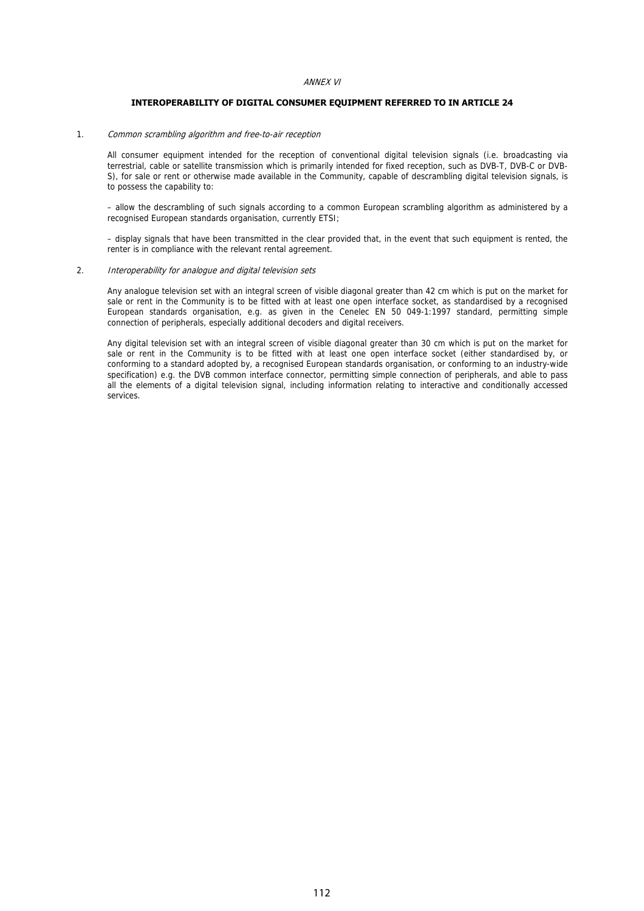*ANNEX VI*

**INTEROPERABILITY OF DIGITAL CONSUMER EQUIPMENT REFERRED TO IN ARTICLE 24**

1. *Common scrambling algorithm and free-to-air reception*

   All consumer equipment intended for the reception of conventional digital television signals (i.e. broadcasting via terrestrial, cable or satellite transmission which is primarily intended for fixed reception, such as DVB-T, DVB-C or DVB-S), for sale or rent or otherwise made available in the Community, capable of descrambling digital television signals, is to possess the capability to:

   – allow the descrambling of such signals according to a common European scrambling algorithm as administered by a recognised European standards organisation, currently ETSI;

   – display signals that have been transmitted in the clear provided that, in the event that such equipment is rented, the renter is in compliance with the relevant rental agreement.

2. *Interoperability for analogue and digital television sets*

   Any analogue television set with an integral screen of visible diagonal greater than 42 cm which is put on the market for sale or rent in the Community is to be fitted with at least one open interface socket, as standardised by a recognised European standards organisation, e.g. as given in the Cenelec EN 50 049-1:1997 standard, permitting simple connection of peripherals, especially additional decoders and digital receivers.

   Any digital television set with an integral screen of visible diagonal greater than 30 cm which is put on the market for sale or rent in the Community is to be fitted with at least one open interface socket (either standardised by, or conforming to a standard adopted by, a recognised European standards organisation, or conforming to an industry-wide specification) e.g. the DVB common interface connector, permitting simple connection of peripherals, and able to pass all the elements of a digital television signal, including information relating to interactive and conditionally accessed services.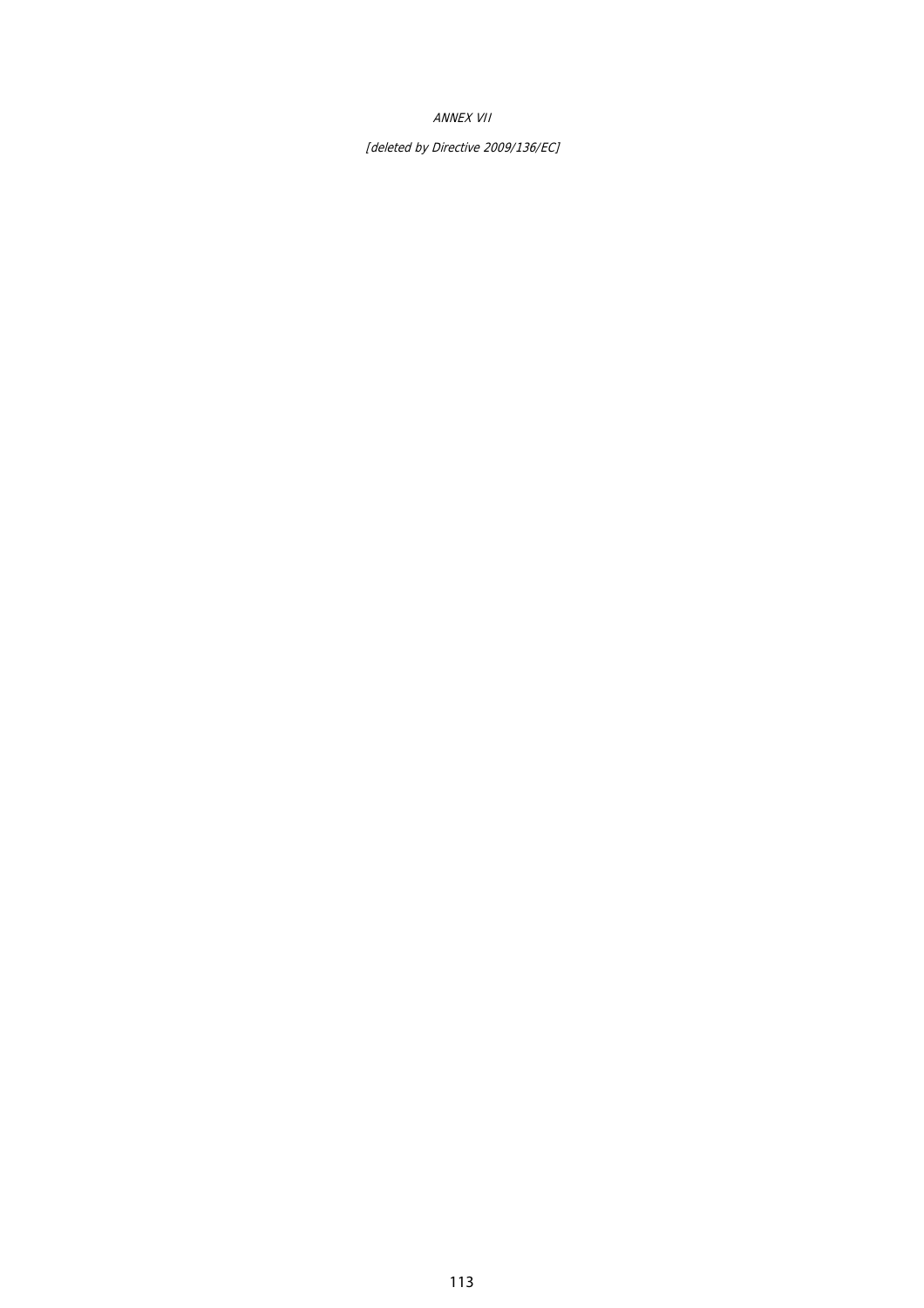*ANNEX VII*

*[deleted by Directive 2009/136/EC]*